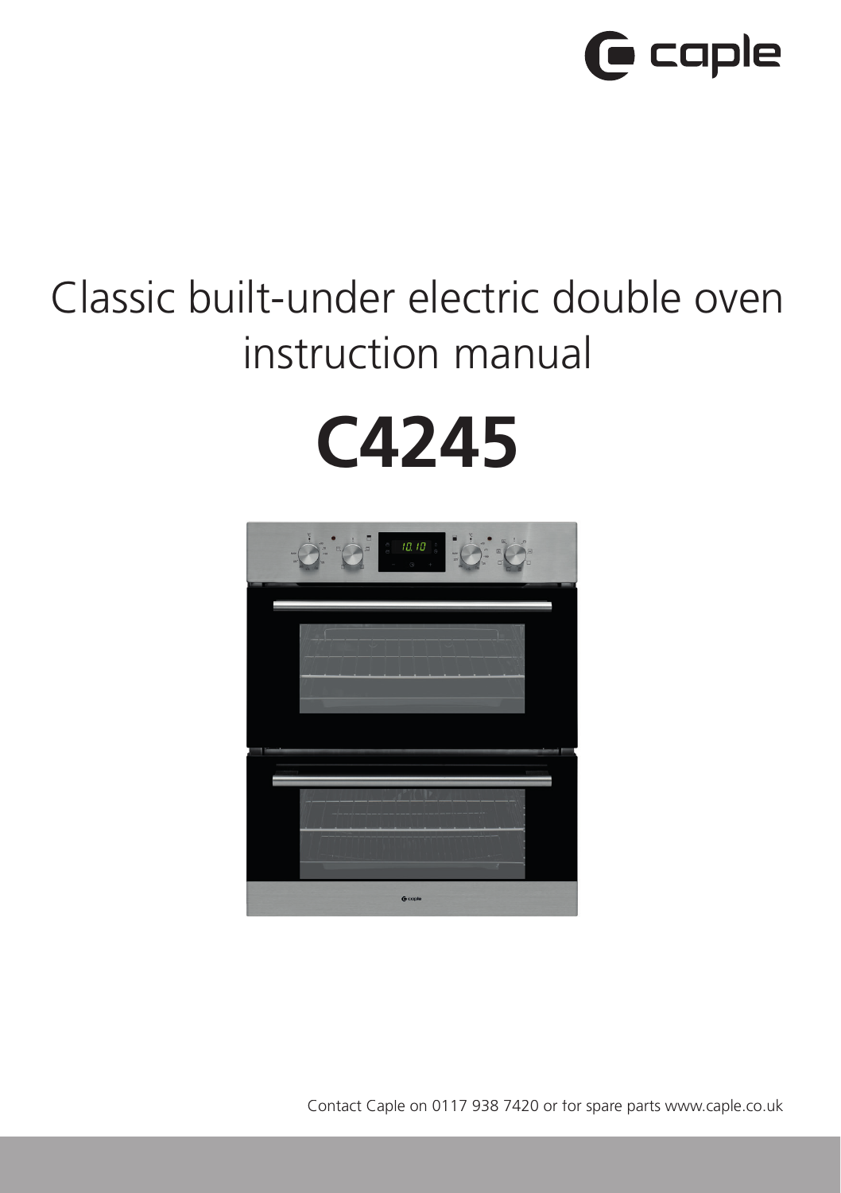caple

# Classic built-under electric double oven instruction manual

# C4245

Contact Caple on 0117 938 7420 or for spare parts www.caple.co.uk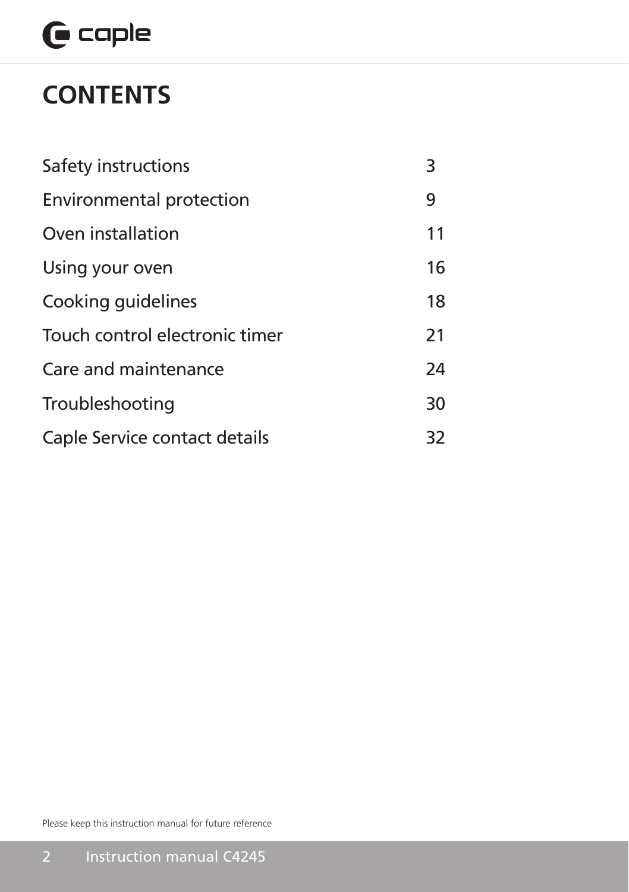# CONTENTS

| | |
|---|---|
| Safety instructions | 3 |
| Environmental protection | 9 |
| Oven installation | 11 |
| Using your oven | 16 |
| Cooking guidelines | 18 |
| Touch control electronic timer | 21 |
| Care and maintenance | 24 |
| Troubleshooting | 30 |
| Caple Service contact details | 32 |

Please keep this instruction manual for future reference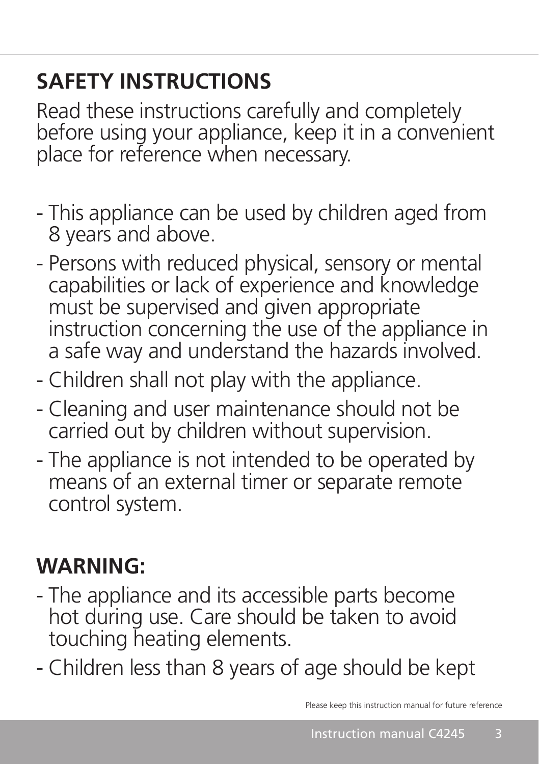## SAFETY INSTRUCTIONS

Read these instructions carefully and completely before using your appliance, keep it in a convenient place for reference when necessary.

- This appliance can be used by children aged from 8 years and above.
- Persons with reduced physical, sensory or mental capabilities or lack of experience and knowledge must be supervised and given appropriate instruction concerning the use of the appliance in a safe way and understand the hazards involved.
- Children shall not play with the appliance.
- Cleaning and user maintenance should not be carried out by children without supervision.
- The appliance is not intended to be operated by means of an external timer or separate remote control system.

## WARNING:

- The appliance and its accessible parts become hot during use. Care should be taken to avoid touching heating elements.
- Children less than 8 years of age should be kept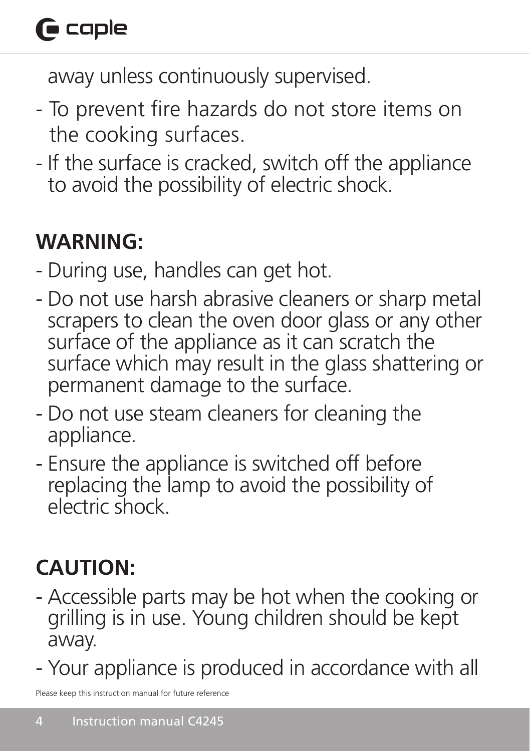away unless continuously supervised.

- To prevent fire hazards do not store items on the cooking surfaces.
- If the surface is cracked, switch off the appliance to avoid the possibility of electric shock.

## WARNING:

- During use, handles can get hot.
- Do not use harsh abrasive cleaners or sharp metal scrapers to clean the oven door glass or any other surface of the appliance as it can scratch the surface which may result in the glass shattering or permanent damage to the surface.
- Do not use steam cleaners for cleaning the appliance.
- Ensure the appliance is switched off before replacing the lamp to avoid the possibility of electric shock.

## CAUTION:

- Accessible parts may be hot when the cooking or grilling is in use. Young children should be kept away.
- Your appliance is produced in accordance with all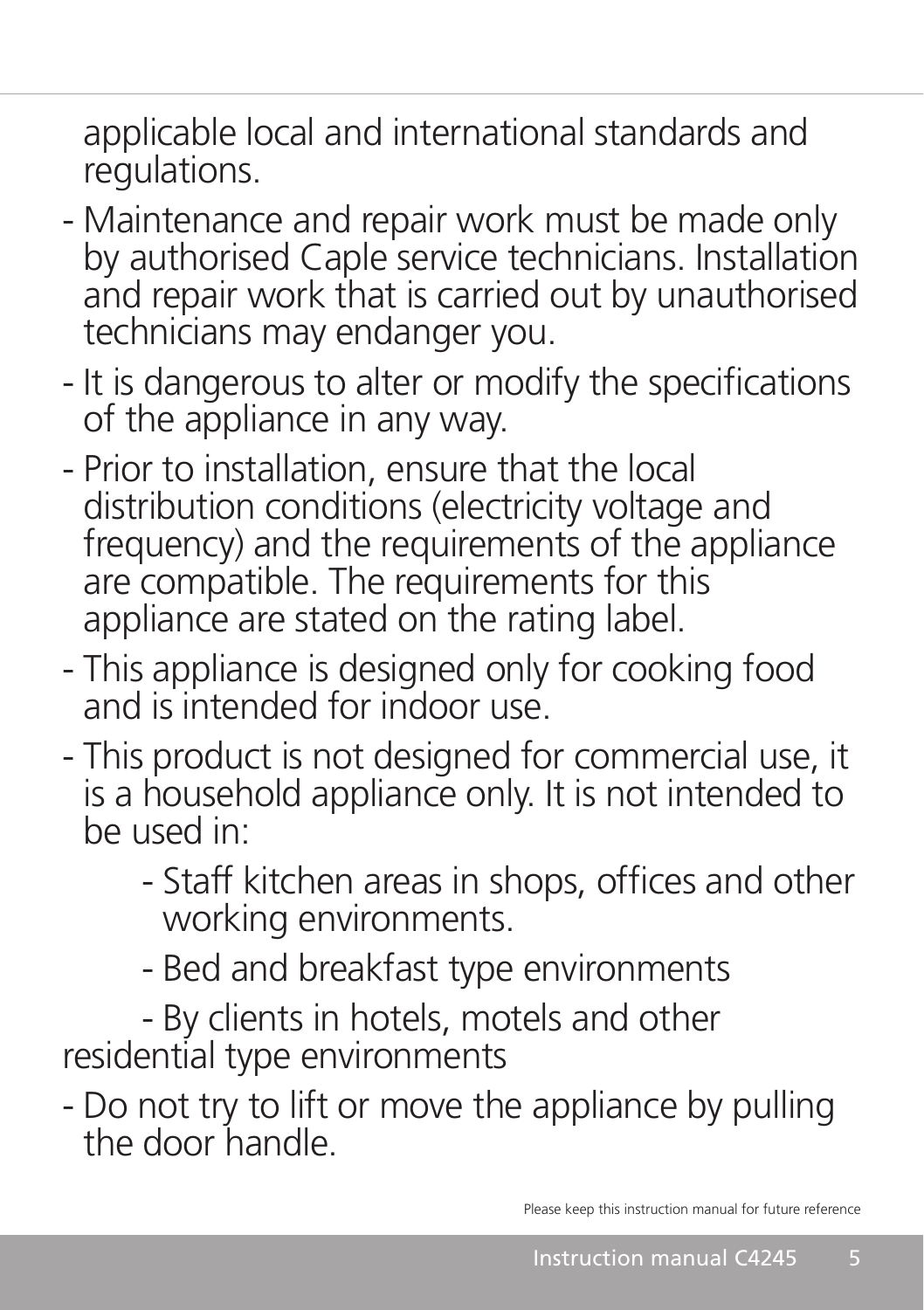applicable local and international standards and regulations.

- Maintenance and repair work must be made only by authorised Caple service technicians. Installation and repair work that is carried out by unauthorised technicians may endanger you.
- It is dangerous to alter or modify the specifications of the appliance in any way.
- Prior to installation, ensure that the local distribution conditions (electricity voltage and frequency) and the requirements of the appliance are compatible. The requirements for this appliance are stated on the rating label.
- This appliance is designed only for cooking food and is intended for indoor use.
- This product is not designed for commercial use, it is a household appliance only. It is not intended to be used in:
    - Staff kitchen areas in shops, offices and other working environments.
    - Bed and breakfast type environments
    - By clients in hotels, motels and other residential type environments
- Do not try to lift or move the appliance by pulling the door handle.

Please keep this instruction manual for future reference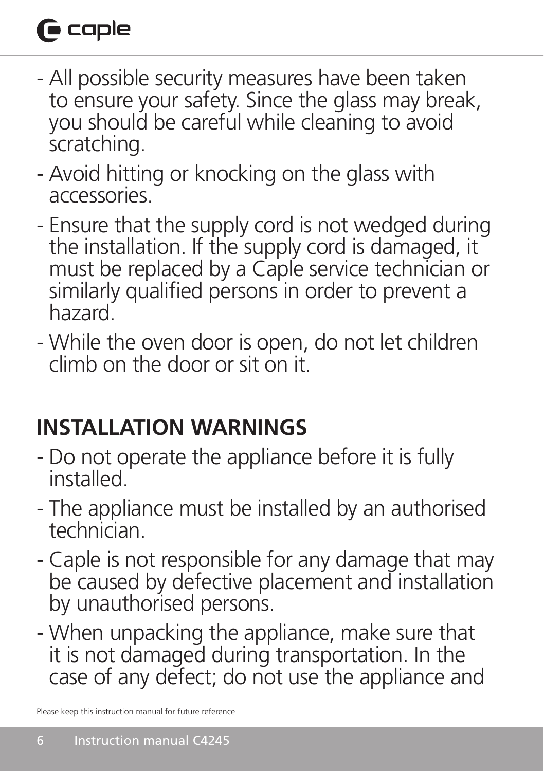- All possible security measures have been taken to ensure your safety. Since the glass may break, you should be careful while cleaning to avoid scratching.
- Avoid hitting or knocking on the glass with accessories.
- Ensure that the supply cord is not wedged during the installation. If the supply cord is damaged, it must be replaced by a Caple service technician or similarly qualified persons in order to prevent a hazard.
- While the oven door is open, do not let children climb on the door or sit on it.

## INSTALLATION WARNINGS

- Do not operate the appliance before it is fully installed.
- The appliance must be installed by an authorised technician.
- Caple is not responsible for any damage that may be caused by defective placement and installation by unauthorised persons.
- When unpacking the appliance, make sure that it is not damaged during transportation. In the case of any defect; do not use the appliance and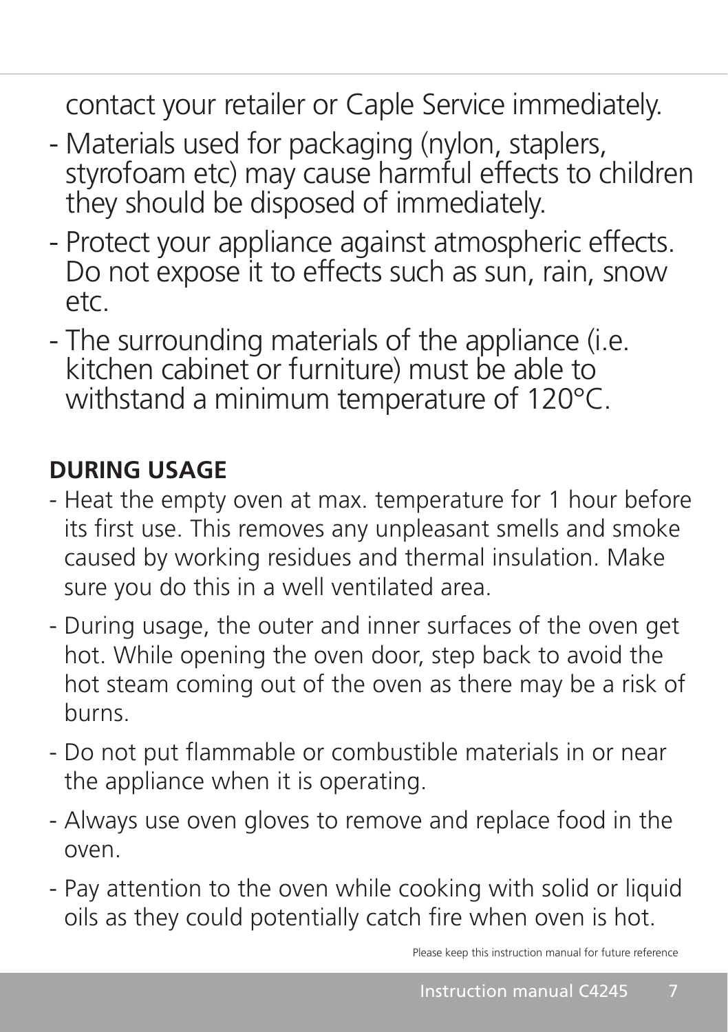contact your retailer or Caple Service immediately.

- Materials used for packaging (nylon, staplers, styrofoam etc) may cause harmful effects to children they should be disposed of immediately.
- Protect your appliance against atmospheric effects. Do not expose it to effects such as sun, rain, snow etc.
- The surrounding materials of the appliance (i.e. kitchen cabinet or furniture) must be able to withstand a minimum temperature of 120°C.

## DURING USAGE

- Heat the empty oven at max. temperature for 1 hour before its first use. This removes any unpleasant smells and smoke caused by working residues and thermal insulation. Make sure you do this in a well ventilated area.
- During usage, the outer and inner surfaces of the oven get hot. While opening the oven door, step back to avoid the hot steam coming out of the oven as there may be a risk of burns.
- Do not put flammable or combustible materials in or near the appliance when it is operating.
- Always use oven gloves to remove and replace food in the oven.
- Pay attention to the oven while cooking with solid or liquid oils as they could potentially catch fire when oven is hot.

Please keep this instruction manual for future reference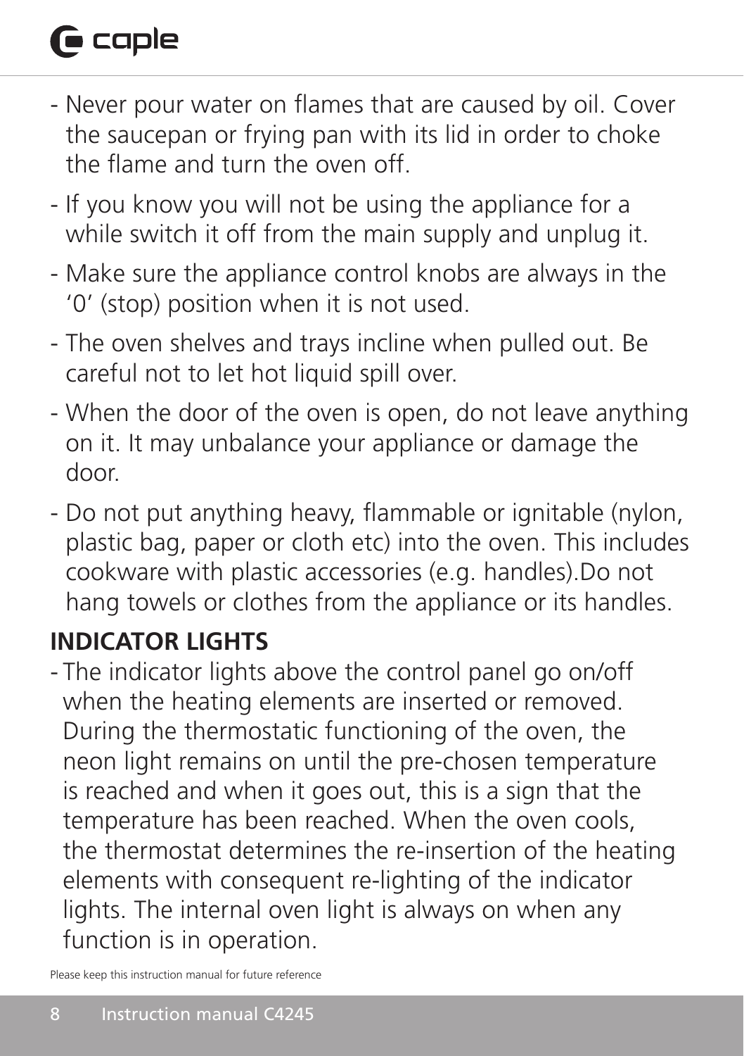- Never pour water on flames that are caused by oil. Cover the saucepan or frying pan with its lid in order to choke the flame and turn the oven off.
- If you know you will not be using the appliance for a while switch it off from the main supply and unplug it.
- Make sure the appliance control knobs are always in the '0' (stop) position when it is not used.
- The oven shelves and trays incline when pulled out. Be careful not to let hot liquid spill over.
- When the door of the oven is open, do not leave anything on it. It may unbalance your appliance or damage the door.
- Do not put anything heavy, flammable or ignitable (nylon, plastic bag, paper or cloth etc) into the oven. This includes cookware with plastic accessories (e.g. handles).Do not hang towels or clothes from the appliance or its handles.

## INDICATOR LIGHTS

- The indicator lights above the control panel go on/off when the heating elements are inserted or removed. During the thermostatic functioning of the oven, the neon light remains on until the pre-chosen temperature is reached and when it goes out, this is a sign that the temperature has been reached. When the oven cools, the thermostat determines the re-insertion of the heating elements with consequent re-lighting of the indicator lights. The internal oven light is always on when any function is in operation.

Please keep this instruction manual for future reference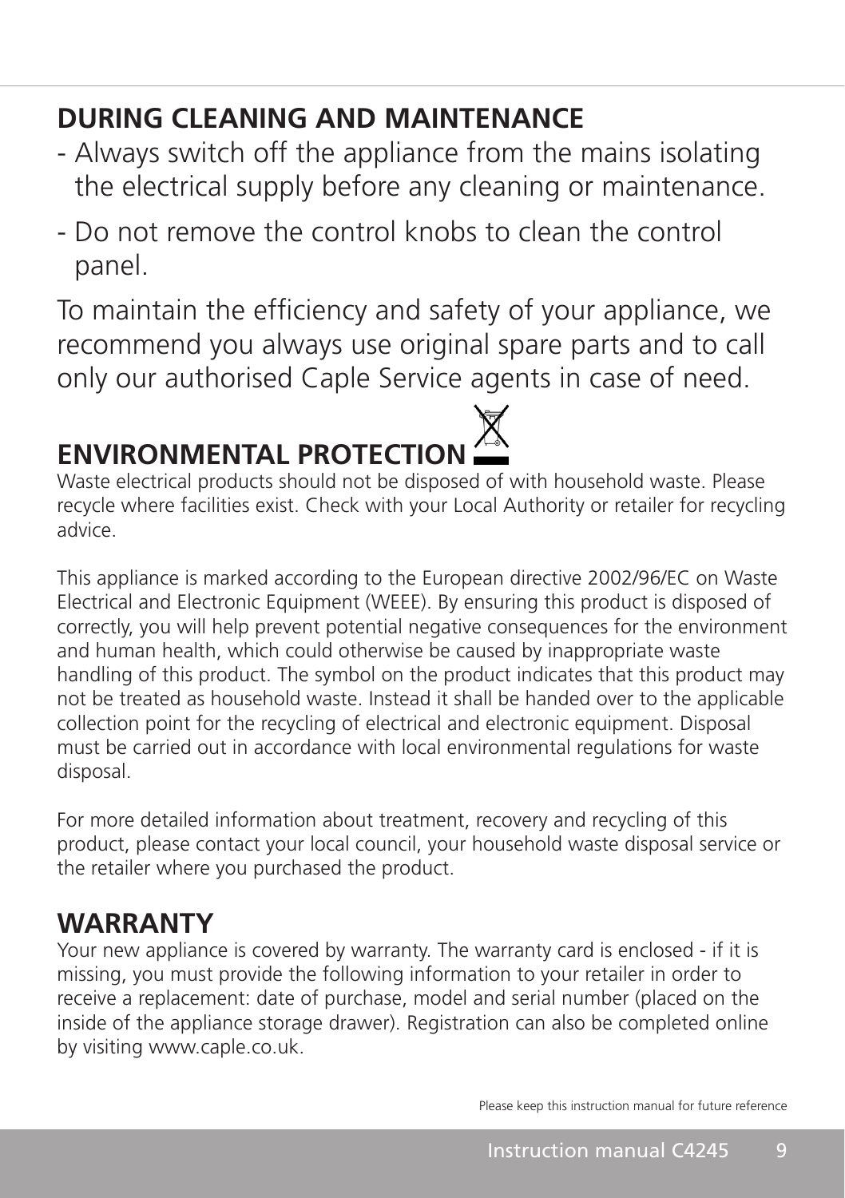## DURING CLEANING AND MAINTENANCE

- Always switch off the appliance from the mains isolating the electrical supply before any cleaning or maintenance.
- Do not remove the control knobs to clean the control panel.

To maintain the efficiency and safety of your appliance, we recommend you always use original spare parts and to call only our authorised Caple Service agents in case of need.

## ENVIRONMENTAL PROTECTION

Waste electrical products should not be disposed of with household waste. Please recycle where facilities exist. Check with your Local Authority or retailer for recycling advice.

This appliance is marked according to the European directive 2002/96/EC on Waste Electrical and Electronic Equipment (WEEE). By ensuring this product is disposed of correctly, you will help prevent potential negative consequences for the environment and human health, which could otherwise be caused by inappropriate waste handling of this product. The symbol on the product indicates that this product may not be treated as household waste. Instead it shall be handed over to the applicable collection point for the recycling of electrical and electronic equipment. Disposal must be carried out in accordance with local environmental regulations for waste disposal.

For more detailed information about treatment, recovery and recycling of this product, please contact your local council, your household waste disposal service or the retailer where you purchased the product.

## WARRANTY

Your new appliance is covered by warranty. The warranty card is enclosed - if it is missing, you must provide the following information to your retailer in order to receive a replacement: date of purchase, model and serial number (placed on the inside of the appliance storage drawer). Registration can also be completed online by visiting www.caple.co.uk.

Please keep this instruction manual for future reference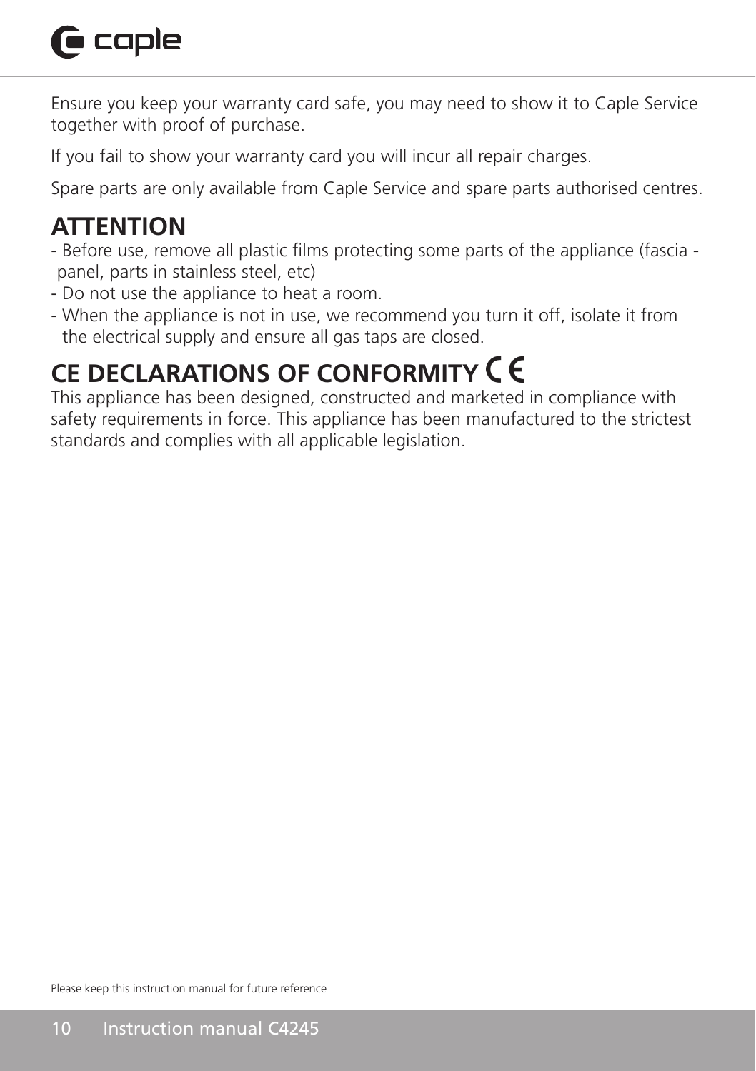Ensure you keep your warranty card safe, you may need to show it to Caple Service together with proof of purchase.

If you fail to show your warranty card you will incur all repair charges.

Spare parts are only available from Caple Service and spare parts authorised centres.

## ATTENTION

- Before use, remove all plastic films protecting some parts of the appliance (fascia - panel, parts in stainless steel, etc)
- Do not use the appliance to heat a room.
- When the appliance is not in use, we recommend you turn it off, isolate it from the electrical supply and ensure all gas taps are closed.

## CE DECLARATIONS OF CONFORMITY CE

This appliance has been designed, constructed and marketed in compliance with safety requirements in force. This appliance has been manufactured to the strictest standards and complies with all applicable legislation.

Please keep this instruction manual for future reference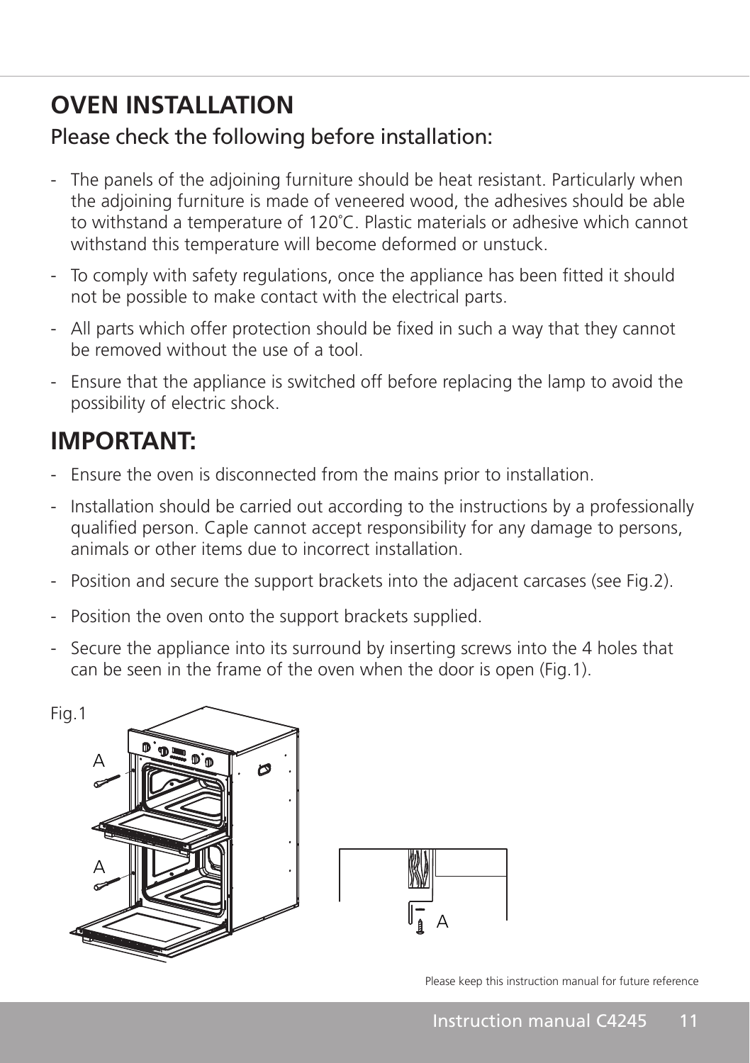# OVEN INSTALLATION

## Please check the following before installation:

- The panels of the adjoining furniture should be heat resistant. Particularly when the adjoining furniture is made of veneered wood, the adhesives should be able to withstand a temperature of 120˚C. Plastic materials or adhesive which cannot withstand this temperature will become deformed or unstuck.
- To comply with safety regulations, once the appliance has been fitted it should not be possible to make contact with the electrical parts.
- All parts which offer protection should be fixed in such a way that they cannot be removed without the use of a tool.
- Ensure that the appliance is switched off before replacing the lamp to avoid the possibility of electric shock.

# IMPORTANT:

- Ensure the oven is disconnected from the mains prior to installation.
- Installation should be carried out according to the instructions by a professionally qualified person. Caple cannot accept responsibility for any damage to persons, animals or other items due to incorrect installation.
- Position and secure the support brackets into the adjacent carcases (see Fig.2).
- Position the oven onto the support brackets supplied.
- Secure the appliance into its surround by inserting screws into the 4 holes that can be seen in the frame of the oven when the door is open (Fig.1).

Fig.1

A

A

A

Please keep this instruction manual for future reference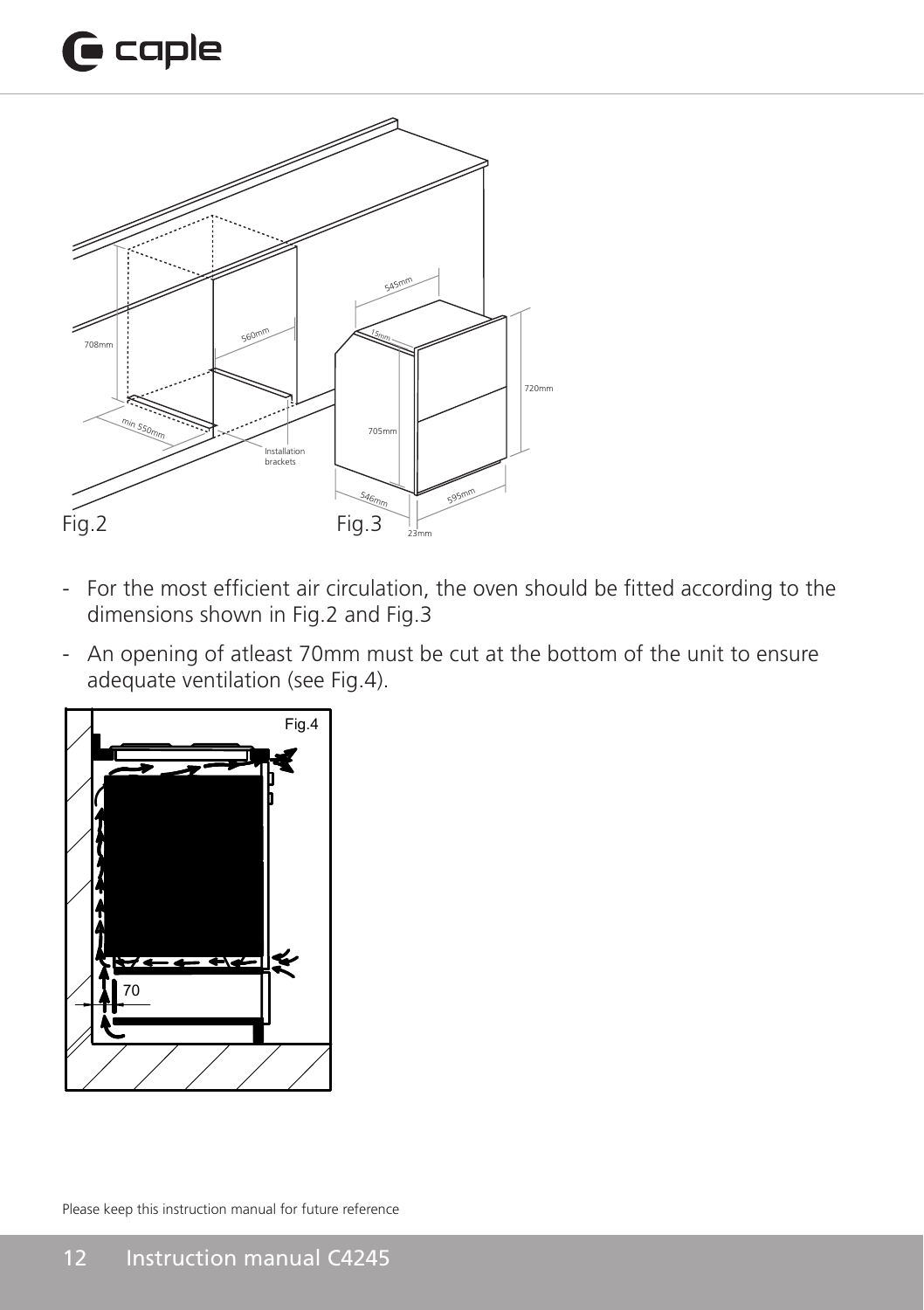Fig.2

Fig.3

- For the most efficient air circulation, the oven should be fitted according to the dimensions shown in Fig.2 and Fig.3
- An opening of atleast 70mm must be cut at the bottom of the unit to ensure adequate ventilation (see Fig.4).

Fig.4

Please keep this instruction manual for future reference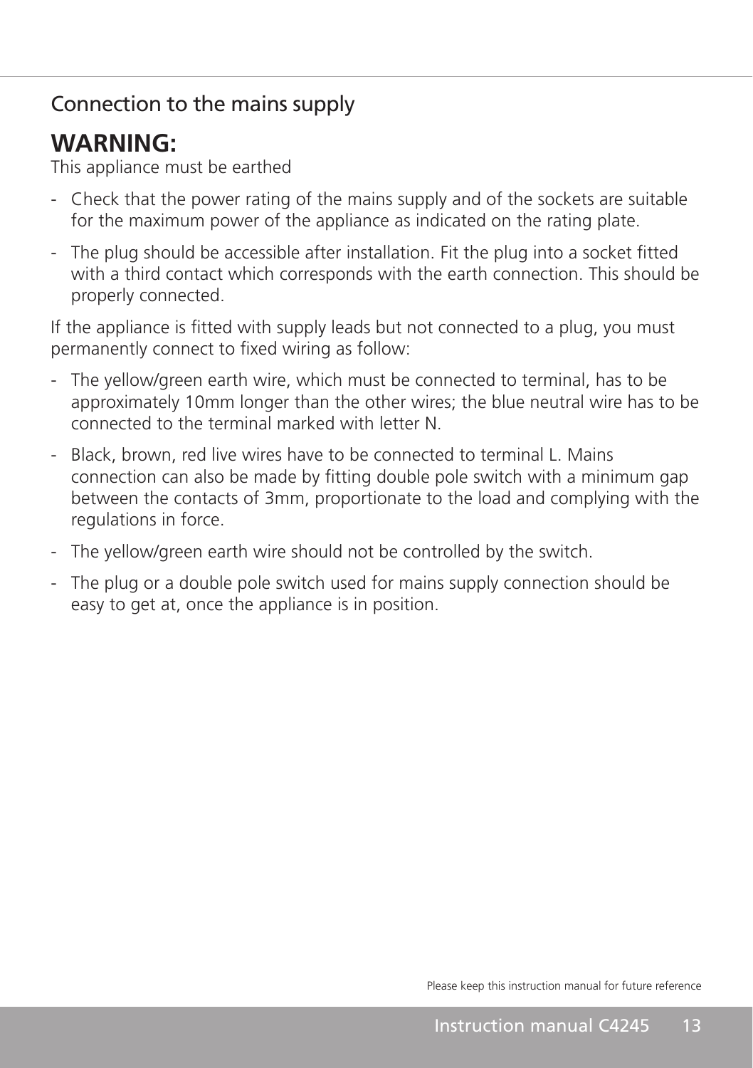## Connection to the mains supply

# WARNING:

This appliance must be earthed

- Check that the power rating of the mains supply and of the sockets are suitable for the maximum power of the appliance as indicated on the rating plate.
- The plug should be accessible after installation. Fit the plug into a socket fitted with a third contact which corresponds with the earth connection. This should be properly connected.

If the appliance is fitted with supply leads but not connected to a plug, you must permanently connect to fixed wiring as follow:

- The yellow/green earth wire, which must be connected to terminal, has to be approximately 10mm longer than the other wires; the blue neutral wire has to be connected to the terminal marked with letter N.
- Black, brown, red live wires have to be connected to terminal L. Mains connection can also be made by fitting double pole switch with a minimum gap between the contacts of 3mm, proportionate to the load and complying with the regulations in force.
- The yellow/green earth wire should not be controlled by the switch.
- The plug or a double pole switch used for mains supply connection should be easy to get at, once the appliance is in position.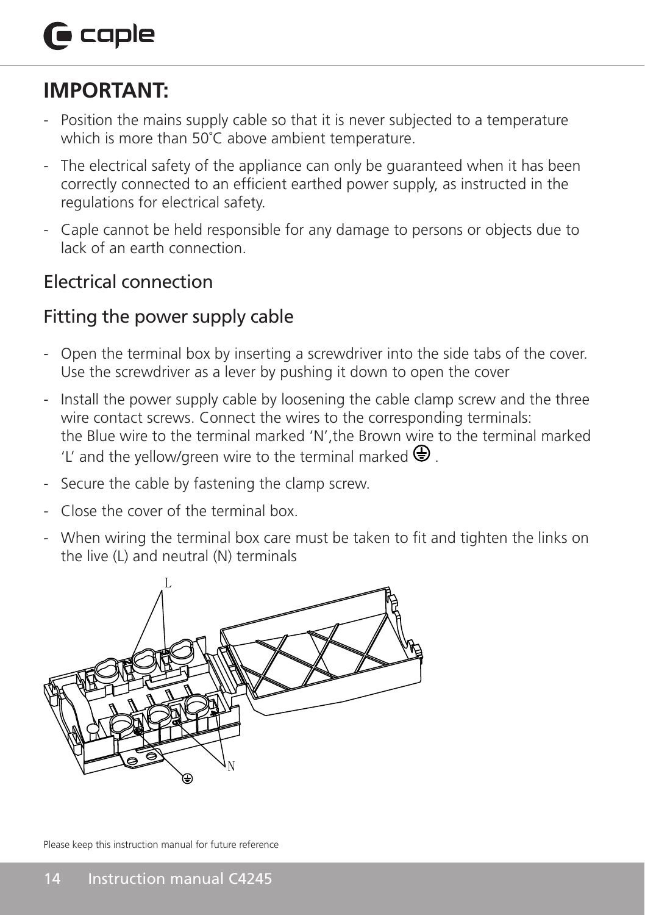## IMPORTANT:

- Position the mains supply cable so that it is never subjected to a temperature which is more than 50˚C above ambient temperature.
- The electrical safety of the appliance can only be guaranteed when it has been correctly connected to an efficient earthed power supply, as instructed in the regulations for electrical safety.
- Caple cannot be held responsible for any damage to persons or objects due to lack of an earth connection.

### Electrical connection

### Fitting the power supply cable

- Open the terminal box by inserting a screwdriver into the side tabs of the cover. Use the screwdriver as a lever by pushing it down to open the cover
- Install the power supply cable by loosening the cable clamp screw and the three wire contact screws. Connect the wires to the corresponding terminals: the Blue wire to the terminal marked 'N',the Brown wire to the terminal marked 'L' and the yellow/green wire to the terminal marked ⏚ .
- Secure the cable by fastening the clamp screw.
- Close the cover of the terminal box.
- When wiring the terminal box care must be taken to fit and tighten the links on the live (L) and neutral (N) terminals

Please keep this instruction manual for future reference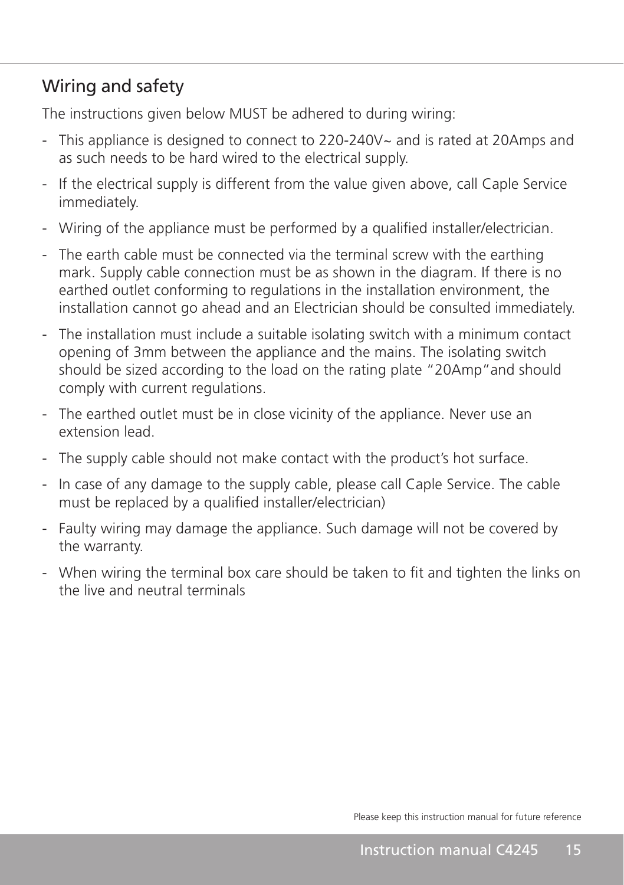## Wiring and safety

The instructions given below MUST be adhered to during wiring:

- This appliance is designed to connect to 220-240V~ and is rated at 20Amps and as such needs to be hard wired to the electrical supply.
- If the electrical supply is different from the value given above, call Caple Service immediately.
- Wiring of the appliance must be performed by a qualified installer/electrician.
- The earth cable must be connected via the terminal screw with the earthing mark. Supply cable connection must be as shown in the diagram. If there is no earthed outlet conforming to regulations in the installation environment, the installation cannot go ahead and an Electrician should be consulted immediately.
- The installation must include a suitable isolating switch with a minimum contact opening of 3mm between the appliance and the mains. The isolating switch should be sized according to the load on the rating plate “20Amp”and should comply with current regulations.
- The earthed outlet must be in close vicinity of the appliance. Never use an extension lead.
- The supply cable should not make contact with the product’s hot surface.
- In case of any damage to the supply cable, please call Caple Service. The cable must be replaced by a qualified installer/electrician)
- Faulty wiring may damage the appliance. Such damage will not be covered by the warranty.
- When wiring the terminal box care should be taken to fit and tighten the links on the live and neutral terminals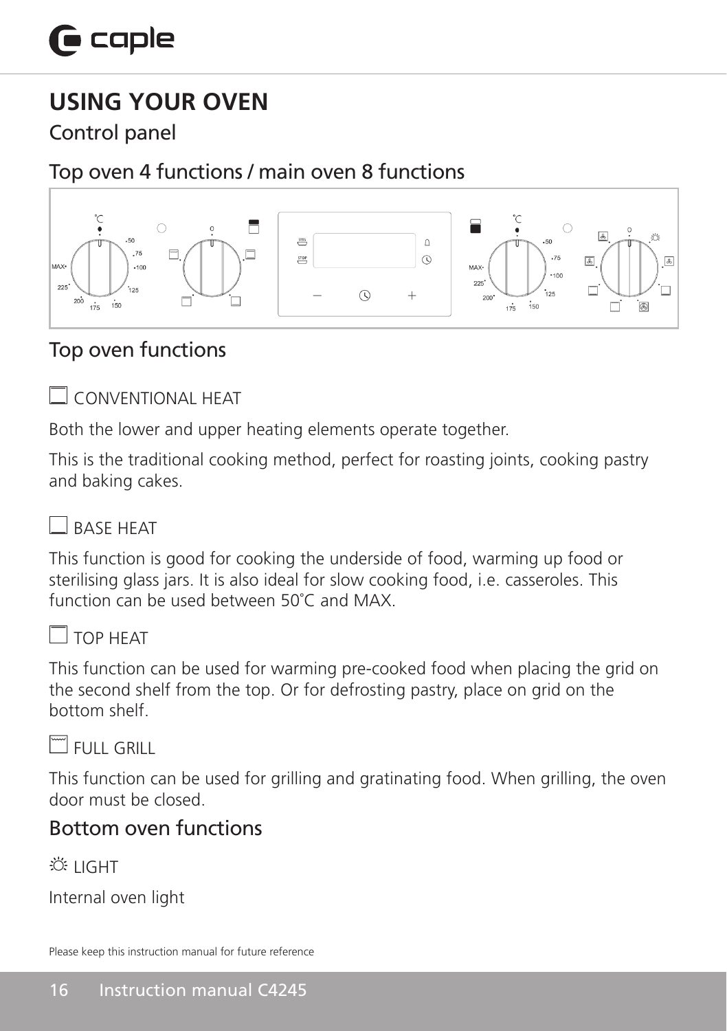# USING YOUR OVEN

## Control panel

## Top oven 4 functions / main oven 8 functions

## Top oven functions

CONVENTIONAL HEAT

Both the lower and upper heating elements operate together.

This is the traditional cooking method, perfect for roasting joints, cooking pastry and baking cakes.

BASE HEAT

This function is good for cooking the underside of food, warming up food or sterilising glass jars. It is also ideal for slow cooking food, i.e. casseroles. This function can be used between 50˚C and MAX.

TOP HEAT

This function can be used for warming pre-cooked food when placing the grid on the second shelf from the top. Or for defrosting pastry, place on grid on the bottom shelf.

FULL GRILL

This function can be used for grilling and gratinating food. When grilling, the oven door must be closed.

## Bottom oven functions

LIGHT

Internal oven light

Please keep this instruction manual for future reference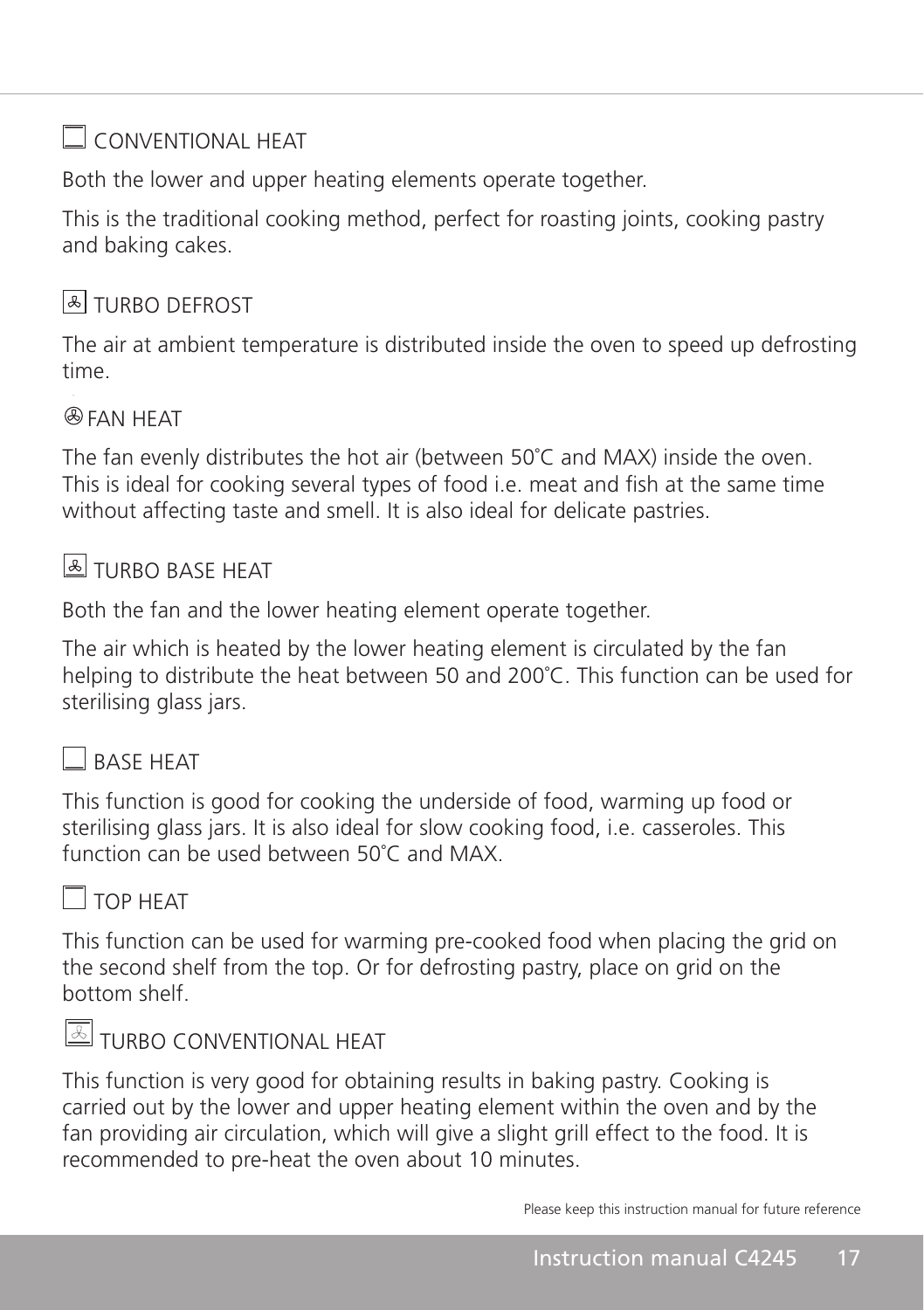### CONVENTIONAL HEAT

Both the lower and upper heating elements operate together.

This is the traditional cooking method, perfect for roasting joints, cooking pastry and baking cakes.

### TURBO DEFROST

The air at ambient temperature is distributed inside the oven to speed up defrosting time.

### FAN HEAT

The fan evenly distributes the hot air (between 50˚C and MAX) inside the oven. This is ideal for cooking several types of food i.e. meat and fish at the same time without affecting taste and smell. It is also ideal for delicate pastries.

### TURBO BASE HEAT

Both the fan and the lower heating element operate together.

The air which is heated by the lower heating element is circulated by the fan helping to distribute the heat between 50 and 200˚C. This function can be used for sterilising glass jars.

### BASE HEAT

This function is good for cooking the underside of food, warming up food or sterilising glass jars. It is also ideal for slow cooking food, i.e. casseroles. This function can be used between 50˚C and MAX.

### TOP HEAT

This function can be used for warming pre-cooked food when placing the grid on the second shelf from the top. Or for defrosting pastry, place on grid on the bottom shelf.

### TURBO CONVENTIONAL HEAT

This function is very good for obtaining results in baking pastry. Cooking is carried out by the lower and upper heating element within the oven and by the fan providing air circulation, which will give a slight grill effect to the food. It is recommended to pre-heat the oven about 10 minutes.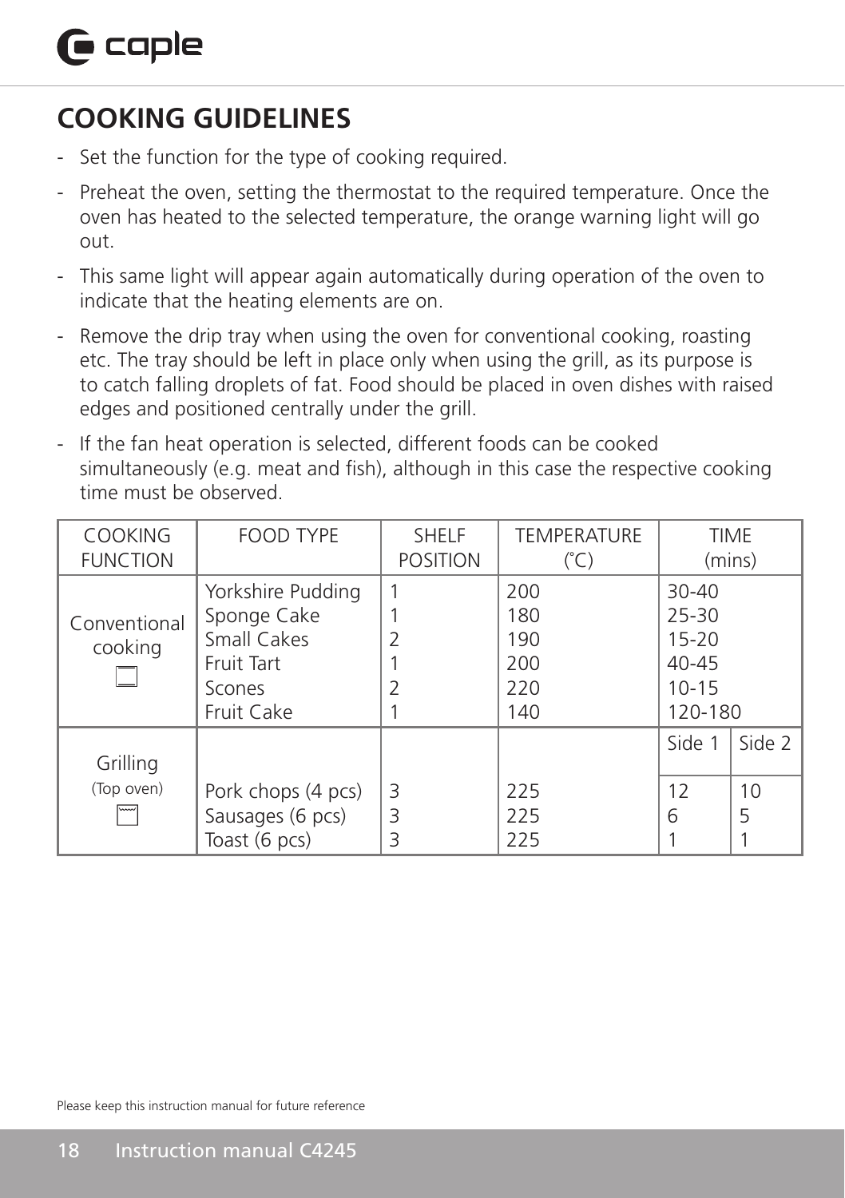## COOKING GUIDELINES

- Set the function for the type of cooking required.
- Preheat the oven, setting the thermostat to the required temperature. Once the oven has heated to the selected temperature, the orange warning light will go out.
- This same light will appear again automatically during operation of the oven to indicate that the heating elements are on.
- Remove the drip tray when using the oven for conventional cooking, roasting etc. The tray should be left in place only when using the grill, as its purpose is to catch falling droplets of fat. Food should be placed in oven dishes with raised edges and positioned centrally under the grill.
- If the fan heat operation is selected, different foods can be cooked simultaneously (e.g. meat and fish), although in this case the respective cooking time must be observed.

| COOKING FUNCTION | FOOD TYPE | SHELF POSITION | TEMPERATURE (°C) | TIME (mins) | |
|---|---|---|---|---|---|
| Conventional cooking | Yorkshire Pudding | 1 | 200 | 30-40 | |
| | Sponge Cake | 1 | 180 | 25-30 | |
| | Small Cakes | 2 | 190 | 15-20 | |
| | Fruit Tart | 1 | 200 | 40-45 | |
| | Scones | 2 | 220 | 10-15 | |
| | Fruit Cake | 1 | 140 | 120-180 | |
| Grilling (Top oven) | | | | Side 1 | Side 2 |
| | Pork chops (4 pcs) | 3 | 225 | 12 | 10 |
| | Sausages (6 pcs) | 3 | 225 | 6 | 5 |
| | Toast (6 pcs) | 3 | 225 | 1 | 1 |

Please keep this instruction manual for future reference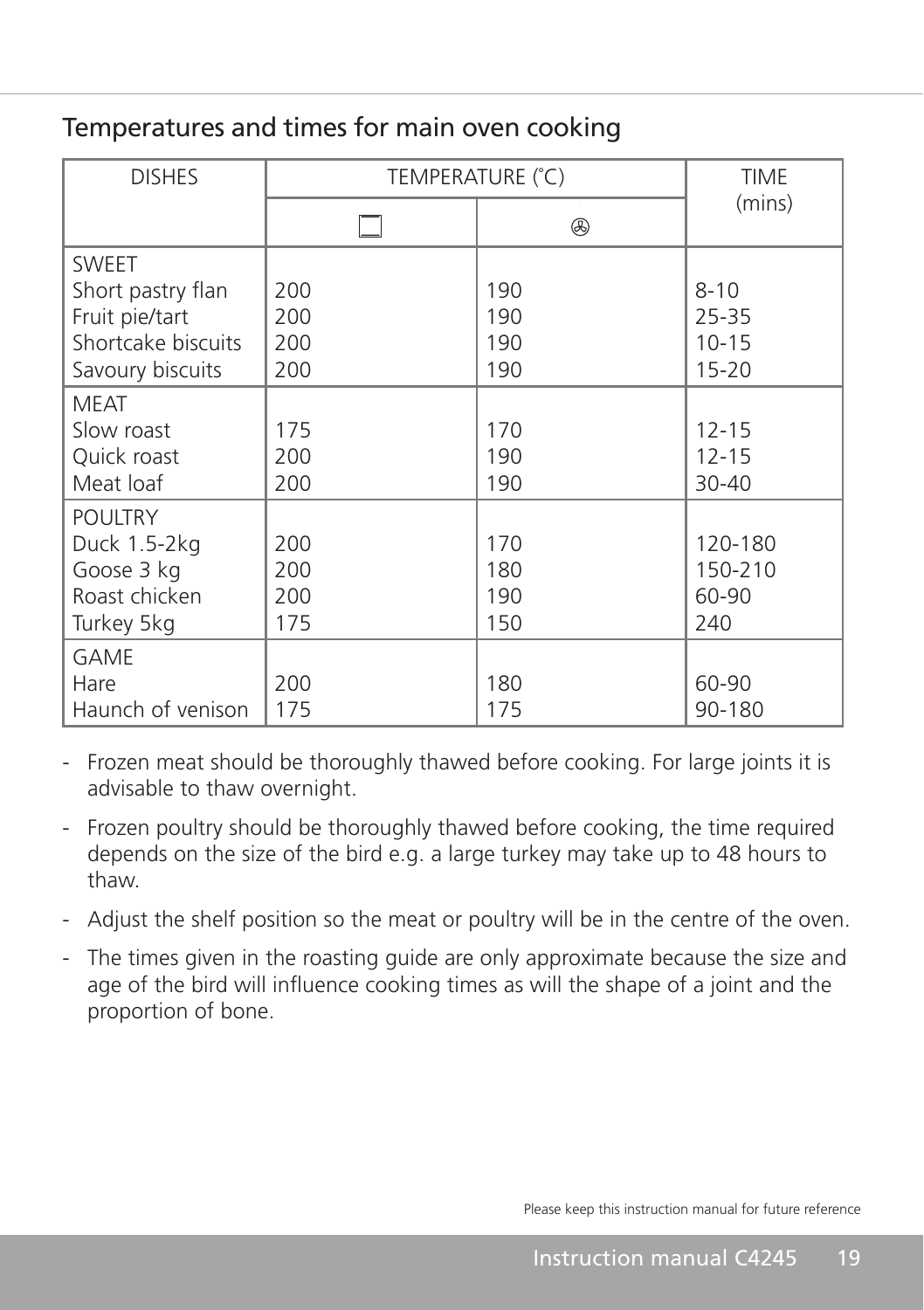## Temperatures and times for main oven cooking

| DISHES | TEMPERATURE (˚C) | | TIME (mins) |
|---|---|---|---|
| | ☐ | ⊛ | |
| SWEET | | | |
| Short pastry flan | 200 | 190 | 8-10 |
| Fruit pie/tart | 200 | 190 | 25-35 |
| Shortcake biscuits | 200 | 190 | 10-15 |
| Savoury biscuits | 200 | 190 | 15-20 |
| MEAT | | | |
| Slow roast | 175 | 170 | 12-15 |
| Quick roast | 200 | 190 | 12-15 |
| Meat loaf | 200 | 190 | 30-40 |
| POULTRY | | | |
| Duck 1.5-2kg | 200 | 170 | 120-180 |
| Goose 3 kg | 200 | 180 | 150-210 |
| Roast chicken | 200 | 190 | 60-90 |
| Turkey 5kg | 175 | 150 | 240 |
| GAME | | | |
| Hare | 200 | 180 | 60-90 |
| Haunch of venison | 175 | 175 | 90-180 |

- Frozen meat should be thoroughly thawed before cooking. For large joints it is advisable to thaw overnight.
- Frozen poultry should be thoroughly thawed before cooking, the time required depends on the size of the bird e.g. a large turkey may take up to 48 hours to thaw.
- Adjust the shelf position so the meat or poultry will be in the centre of the oven.
- The times given in the roasting guide are only approximate because the size and age of the bird will influence cooking times as will the shape of a joint and the proportion of bone.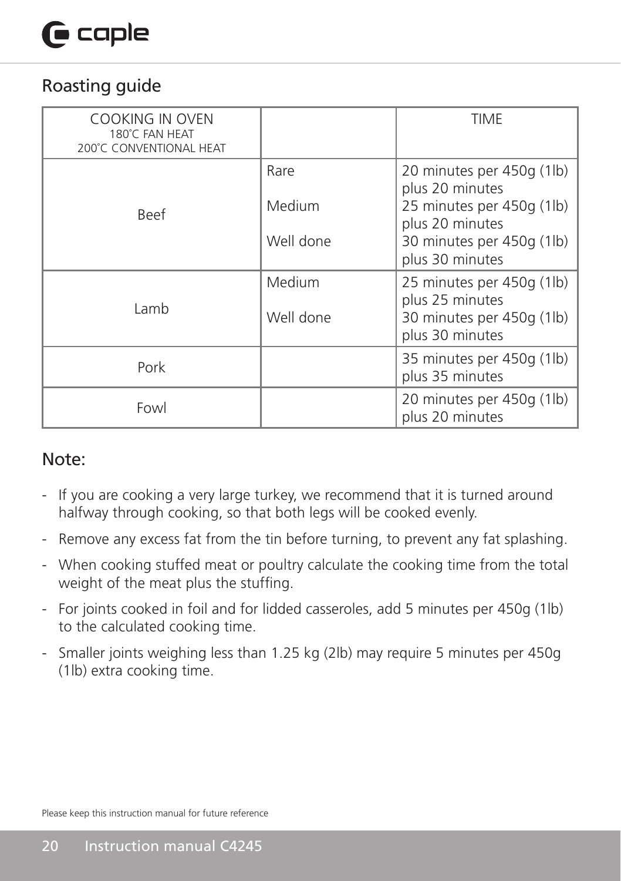## Roasting guide

| COOKING IN OVEN 180˚C FAN HEAT 200˚C CONVENTIONAL HEAT | | TIME |
|---|---|---|
| Beef | Rare | 20 minutes per 450g (1lb) plus 20 minutes |
| | Medium | 25 minutes per 450g (1lb) plus 20 minutes |
| | Well done | 30 minutes per 450g (1lb) plus 30 minutes |
| Lamb | Medium | 25 minutes per 450g (1lb) plus 25 minutes |
| | Well done | 30 minutes per 450g (1lb) plus 30 minutes |
| Pork | | 35 minutes per 450g (1lb) plus 35 minutes |
| Fowl | | 20 minutes per 450g (1lb) plus 20 minutes |

## Note:

- If you are cooking a very large turkey, we recommend that it is turned around halfway through cooking, so that both legs will be cooked evenly.
- Remove any excess fat from the tin before turning, to prevent any fat splashing.
- When cooking stuffed meat or poultry calculate the cooking time from the total weight of the meat plus the stuffing.
- For joints cooked in foil and for lidded casseroles, add 5 minutes per 450g (1lb) to the calculated cooking time.
- Smaller joints weighing less than 1.25 kg (2lb) may require 5 minutes per 450g (1lb) extra cooking time.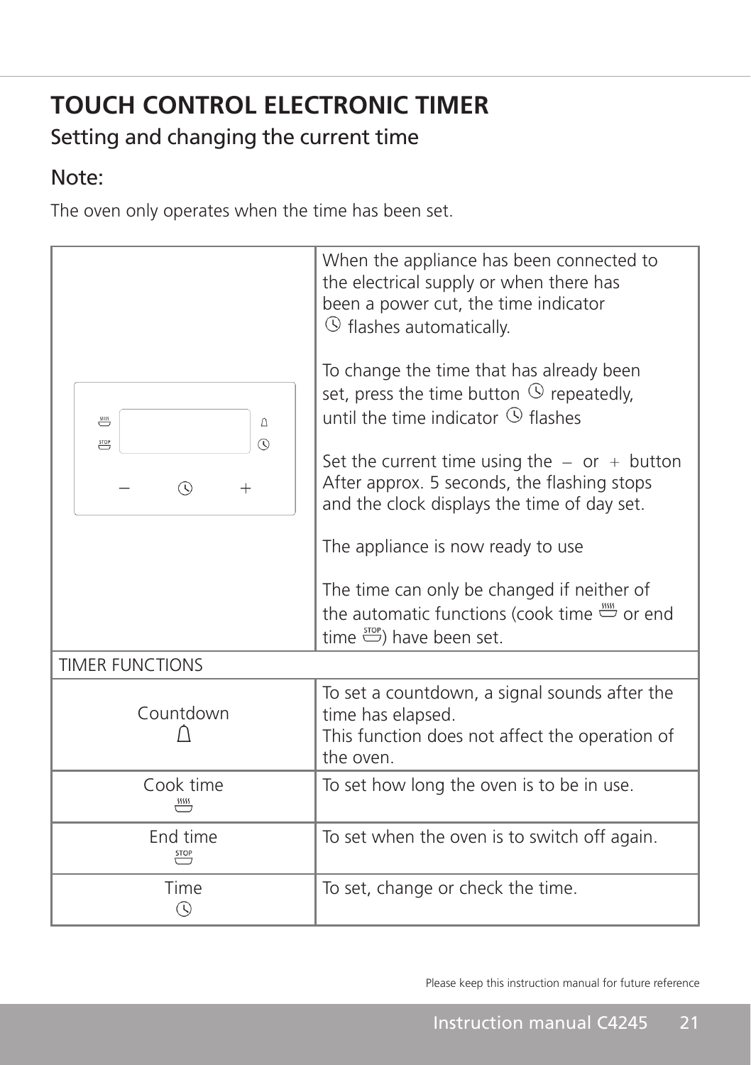# TOUCH CONTROL ELECTRONIC TIMER

## Setting and changing the current time

## Note:

The oven only operates when the time has been set.

| | |
|---|---|
| | When the appliance has been connected to the electrical supply or when there has been a power cut, the time indicator ⏲ flashes automatically.<br><br>To change the time that has already been set, press the time button ⏲ repeatedly, until the time indicator ⏲ flashes<br><br>Set the current time using the – or + button After approx. 5 seconds, the flashing stops and the clock displays the time of day set.<br><br>The appliance is now ready to use<br><br>The time can only be changed if neither of the automatic functions (cook time or end time STOP) have been set. |
| TIMER FUNCTIONS | |
| Countdown | To set a countdown, a signal sounds after the time has elapsed.<br>This function does not affect the operation of the oven. |
| Cook time | To set how long the oven is to be in use. |
| End time<br>STOP | To set when the oven is to switch off again. |
| Time<br>⏲ | To set, change or check the time. |

Please keep this instruction manual for future reference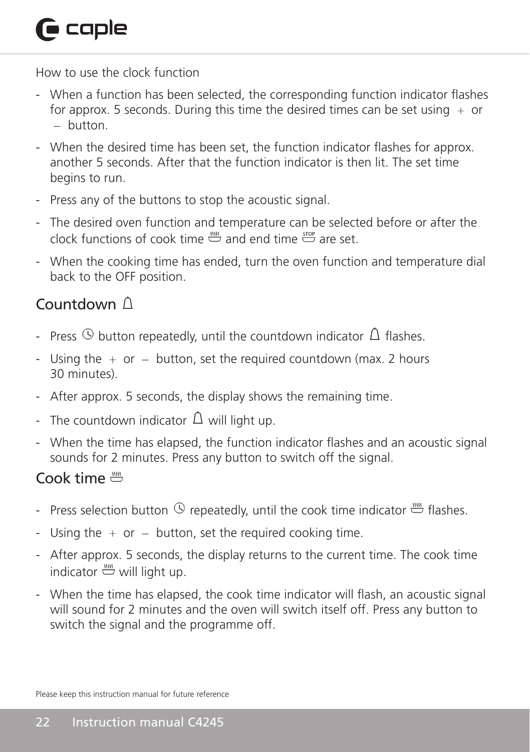How to use the clock function

- When a function has been selected, the corresponding function indicator flashes for approx. 5 seconds. During this time the desired times can be set using + or – button.
- When the desired time has been set, the function indicator flashes for approx. another 5 seconds. After that the function indicator is then lit. The set time begins to run.
- Press any of the buttons to stop the acoustic signal.
- The desired oven function and temperature can be selected before or after the clock functions of cook time and end time are set.
- When the cooking time has ended, turn the oven function and temperature dial back to the OFF position.

## Countdown

- Press button repeatedly, until the countdown indicator flashes.
- Using the + or – button, set the required countdown (max. 2 hours 30 minutes).
- After approx. 5 seconds, the display shows the remaining time.
- The countdown indicator will light up.
- When the time has elapsed, the function indicator flashes and an acoustic signal sounds for 2 minutes. Press any button to switch off the signal.

## Cook time

- Press selection button repeatedly, until the cook time indicator flashes.
- Using the + or – button, set the required cooking time.
- After approx. 5 seconds, the display returns to the current time. The cook time indicator will light up.
- When the time has elapsed, the cook time indicator will flash, an acoustic signal will sound for 2 minutes and the oven will switch itself off. Press any button to switch the signal and the programme off.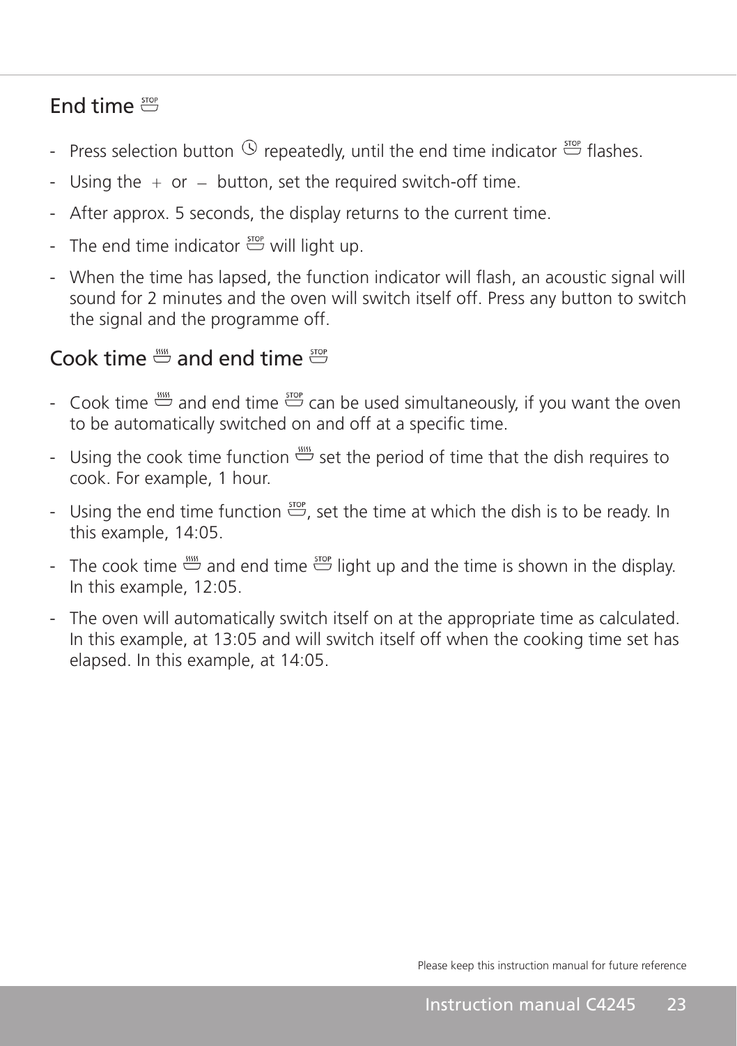## End time

- Press selection button repeatedly, until the end time indicator flashes.
- Using the + or – button, set the required switch-off time.
- After approx. 5 seconds, the display returns to the current time.
- The end time indicator will light up.
- When the time has lapsed, the function indicator will flash, an acoustic signal will sound for 2 minutes and the oven will switch itself off. Press any button to switch the signal and the programme off.

## Cook time and end time

- Cook time and end time can be used simultaneously, if you want the oven to be automatically switched on and off at a specific time.
- Using the cook time function set the period of time that the dish requires to cook. For example, 1 hour.
- Using the end time function, set the time at which the dish is to be ready. In this example, 14:05.
- The cook time and end time light up and the time is shown in the display. In this example, 12:05.
- The oven will automatically switch itself on at the appropriate time as calculated. In this example, at 13:05 and will switch itself off when the cooking time set has elapsed. In this example, at 14:05.

Please keep this instruction manual for future reference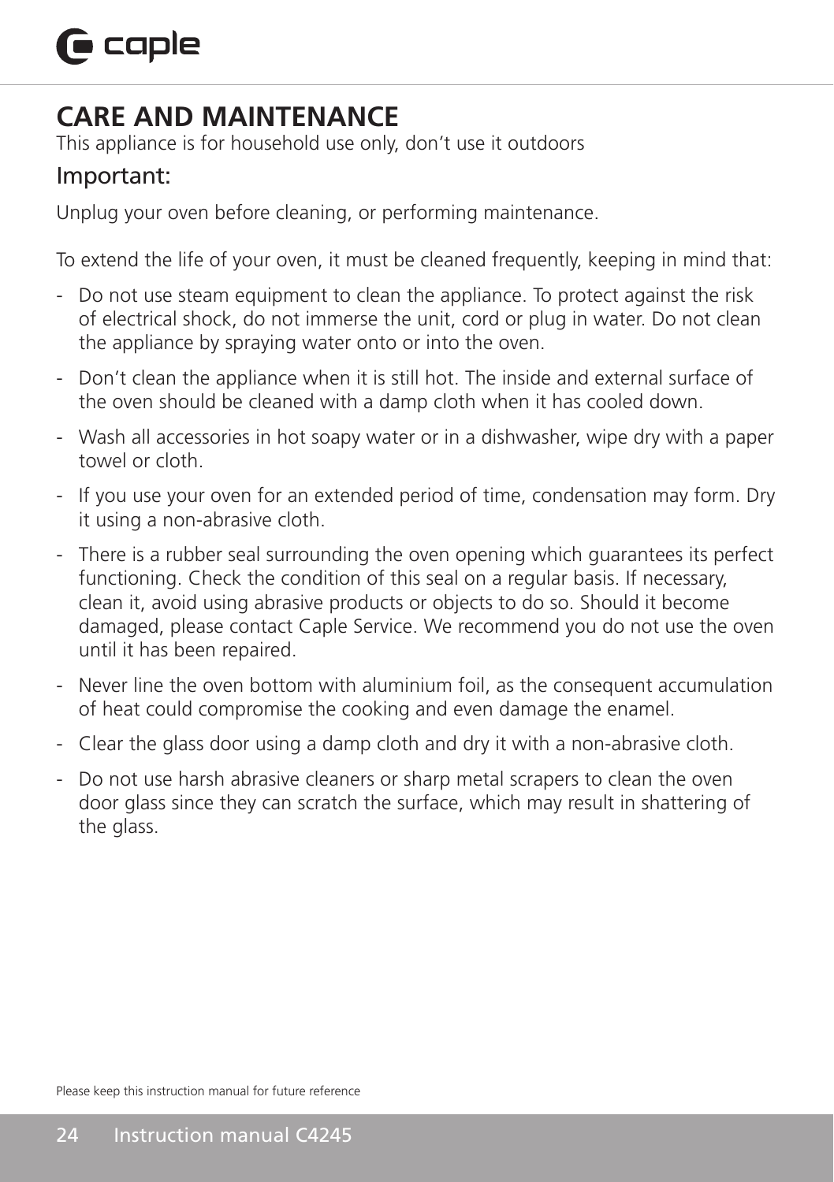# CARE AND MAINTENANCE

This appliance is for household use only, don't use it outdoors

## Important:

Unplug your oven before cleaning, or performing maintenance.

To extend the life of your oven, it must be cleaned frequently, keeping in mind that:

- Do not use steam equipment to clean the appliance. To protect against the risk of electrical shock, do not immerse the unit, cord or plug in water. Do not clean the appliance by spraying water onto or into the oven.
- Don't clean the appliance when it is still hot. The inside and external surface of the oven should be cleaned with a damp cloth when it has cooled down.
- Wash all accessories in hot soapy water or in a dishwasher, wipe dry with a paper towel or cloth.
- If you use your oven for an extended period of time, condensation may form. Dry it using a non-abrasive cloth.
- There is a rubber seal surrounding the oven opening which guarantees its perfect functioning. Check the condition of this seal on a regular basis. If necessary, clean it, avoid using abrasive products or objects to do so. Should it become damaged, please contact Caple Service. We recommend you do not use the oven until it has been repaired.
- Never line the oven bottom with aluminium foil, as the consequent accumulation of heat could compromise the cooking and even damage the enamel.
- Clear the glass door using a damp cloth and dry it with a non-abrasive cloth.
- Do not use harsh abrasive cleaners or sharp metal scrapers to clean the oven door glass since they can scratch the surface, which may result in shattering of the glass.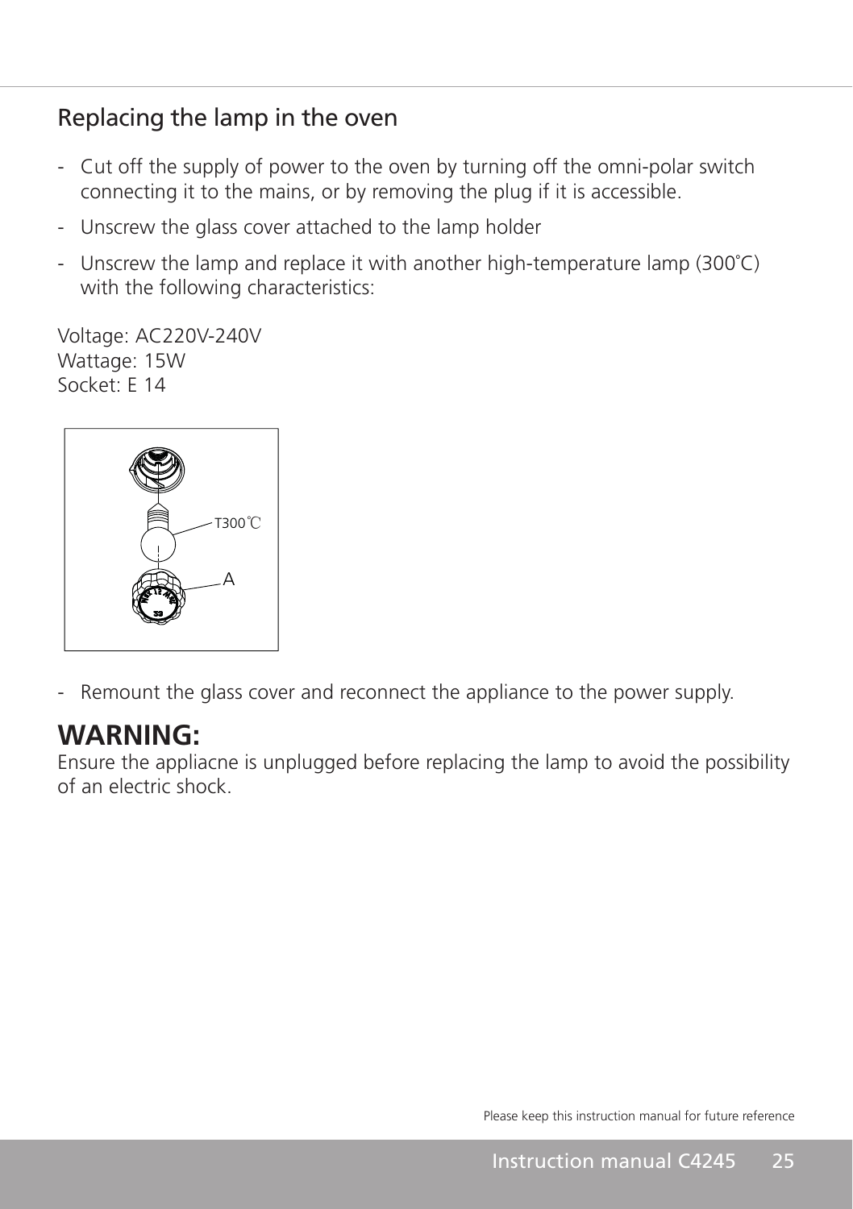## Replacing the lamp in the oven

- Cut off the supply of power to the oven by turning off the omni-polar switch connecting it to the mains, or by removing the plug if it is accessible.
- Unscrew the glass cover attached to the lamp holder
- Unscrew the lamp and replace it with another high-temperature lamp (300˚C) with the following characteristics:

Voltage: AC220V-240V
Wattage: 15W
Socket: E 14

T300℃

A

- Remount the glass cover and reconnect the appliance to the power supply.

# WARNING:

Ensure the appliacne is unplugged before replacing the lamp to avoid the possibility of an electric shock.

Please keep this instruction manual for future reference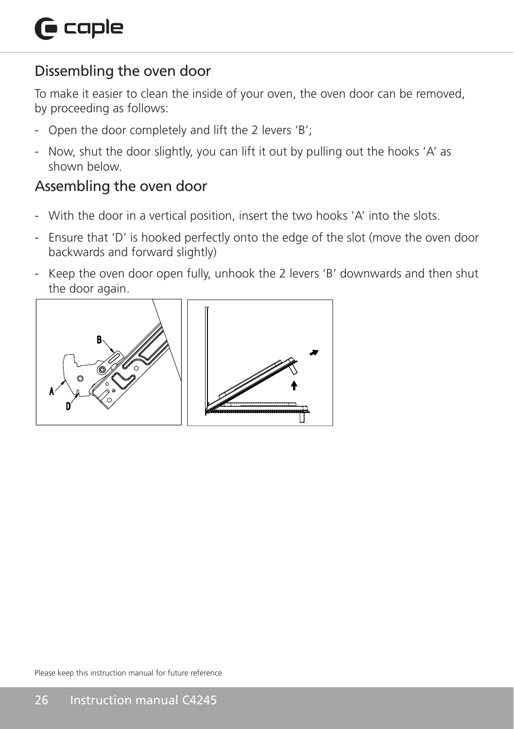## Dissembling the oven door

To make it easier to clean the inside of your oven, the oven door can be removed, by proceeding as follows:

- Open the door completely and lift the 2 levers 'B';
- Now, shut the door slightly, you can lift it out by pulling out the hooks 'A' as shown below.

## Assembling the oven door

- With the door in a vertical position, insert the two hooks 'A' into the slots.
- Ensure that 'D' is hooked perfectly onto the edge of the slot (move the oven door backwards and forward slightly)
- Keep the oven door open fully, unhook the 2 levers 'B' downwards and then shut the door again.

B

A

D

Please keep this instruction manual for future reference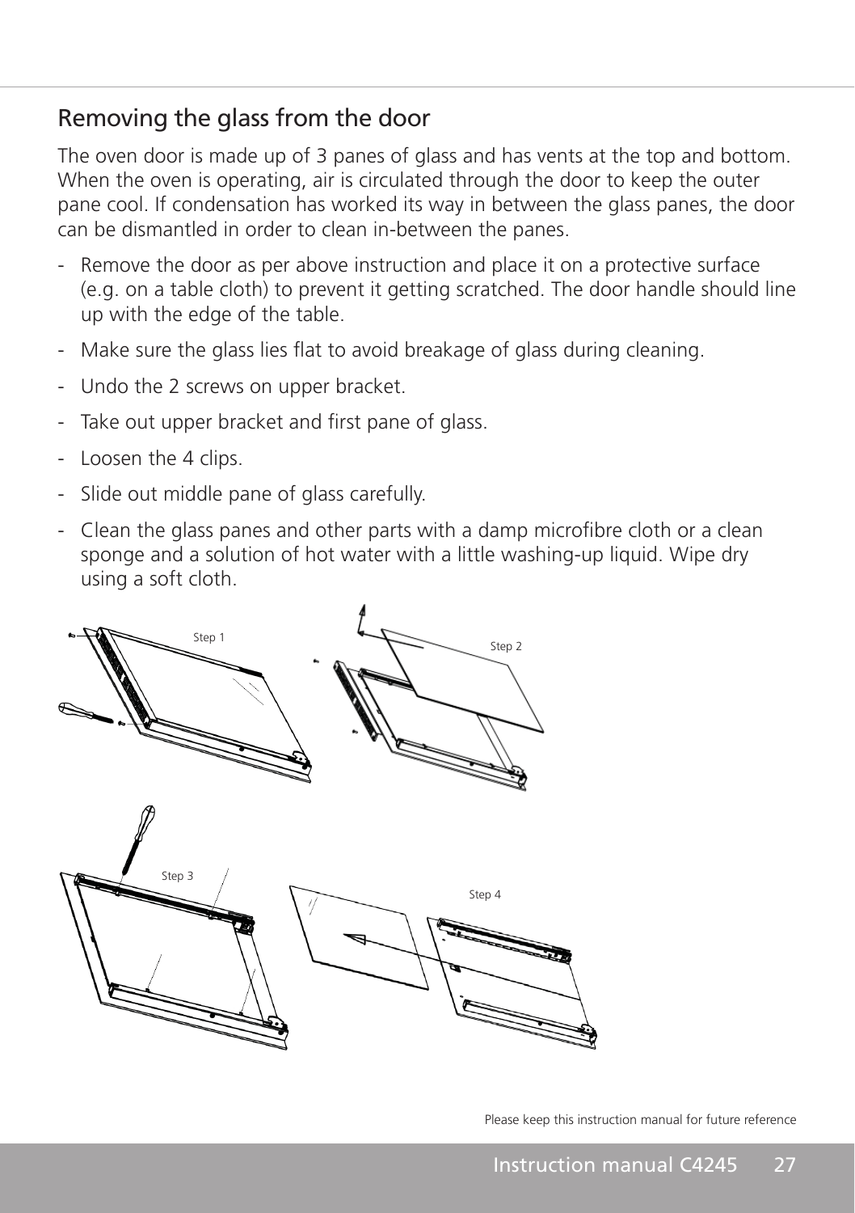## Removing the glass from the door

The oven door is made up of 3 panes of glass and has vents at the top and bottom. When the oven is operating, air is circulated through the door to keep the outer pane cool. If condensation has worked its way in between the glass panes, the door can be dismantled in order to clean in-between the panes.

- Remove the door as per above instruction and place it on a protective surface (e.g. on a table cloth) to prevent it getting scratched. The door handle should line up with the edge of the table.
- Make sure the glass lies flat to avoid breakage of glass during cleaning.
- Undo the 2 screws on upper bracket.
- Take out upper bracket and first pane of glass.
- Loosen the 4 clips.
- Slide out middle pane of glass carefully.
- Clean the glass panes and other parts with a damp microfibre cloth or a clean sponge and a solution of hot water with a little washing-up liquid. Wipe dry using a soft cloth.

Step 1

Step 2

Step 3

Step 4

Please keep this instruction manual for future reference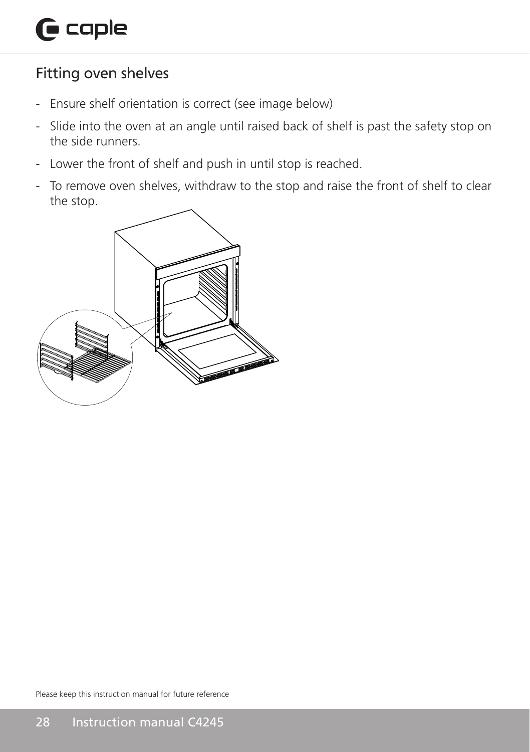## Fitting oven shelves

- Ensure shelf orientation is correct (see image below)
- Slide into the oven at an angle until raised back of shelf is past the safety stop on the side runners.
- Lower the front of shelf and push in until stop is reached.
- To remove oven shelves, withdraw to the stop and raise the front of shelf to clear the stop.

Please keep this instruction manual for future reference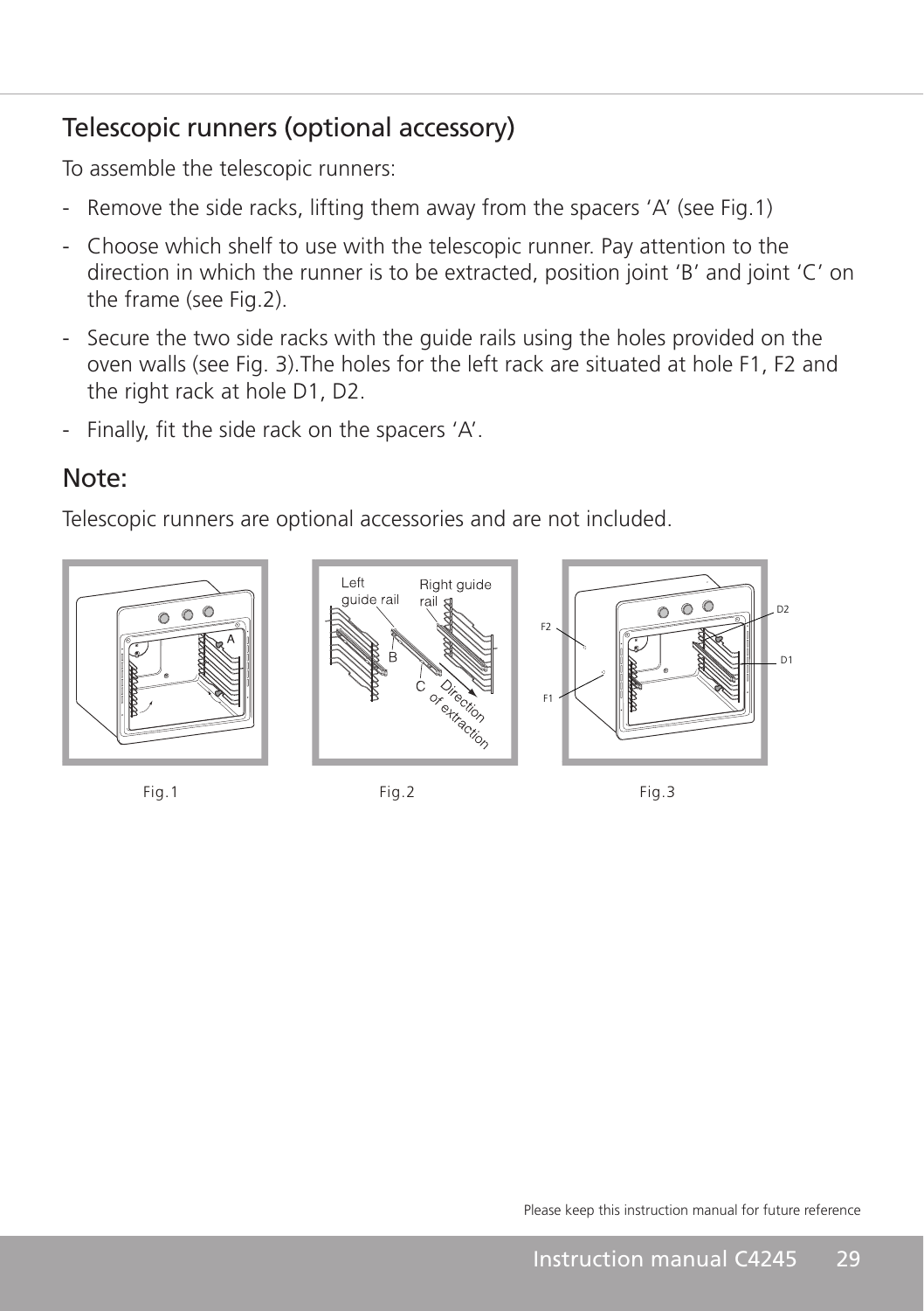## Telescopic runners (optional accessory)

To assemble the telescopic runners:

- Remove the side racks, lifting them away from the spacers 'A' (see Fig.1)
- Choose which shelf to use with the telescopic runner. Pay attention to the direction in which the runner is to be extracted, position joint 'B' and joint 'C' on the frame (see Fig.2).
- Secure the two side racks with the guide rails using the holes provided on the oven walls (see Fig. 3).The holes for the left rack are situated at hole F1, F2 and the right rack at hole D1, D2.
- Finally, fit the side rack on the spacers 'A'.

## Note:

Telescopic runners are optional accessories and are not included.

A

Fig.1

Left guide rail

Right guide rail

B

C

Direction of extraction

Fig.2

F2

F1

D2

D1

Fig.3

Please keep this instruction manual for future reference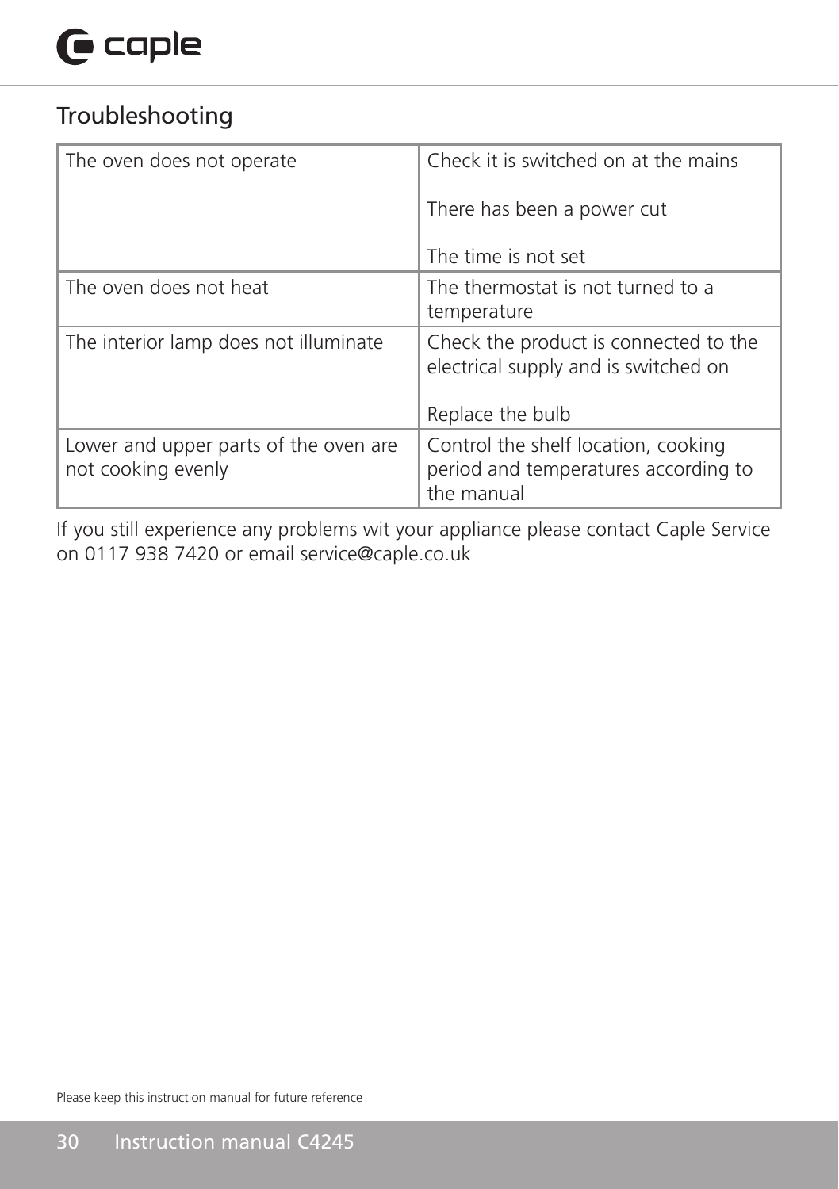## Troubleshooting

| | |
|---|---|
| The oven does not operate | Check it is switched on at the mains<br><br>There has been a power cut<br><br>The time is not set |
| The oven does not heat | The thermostat is not turned to a temperature |
| The interior lamp does not illuminate | Check the product is connected to the electrical supply and is switched on<br><br>Replace the bulb |
| Lower and upper parts of the oven are not cooking evenly | Control the shelf location, cooking period and temperatures according to the manual |

If you still experience any problems wit your appliance please contact Caple Service on 0117 938 7420 or email service@caple.co.uk

Please keep this instruction manual for future reference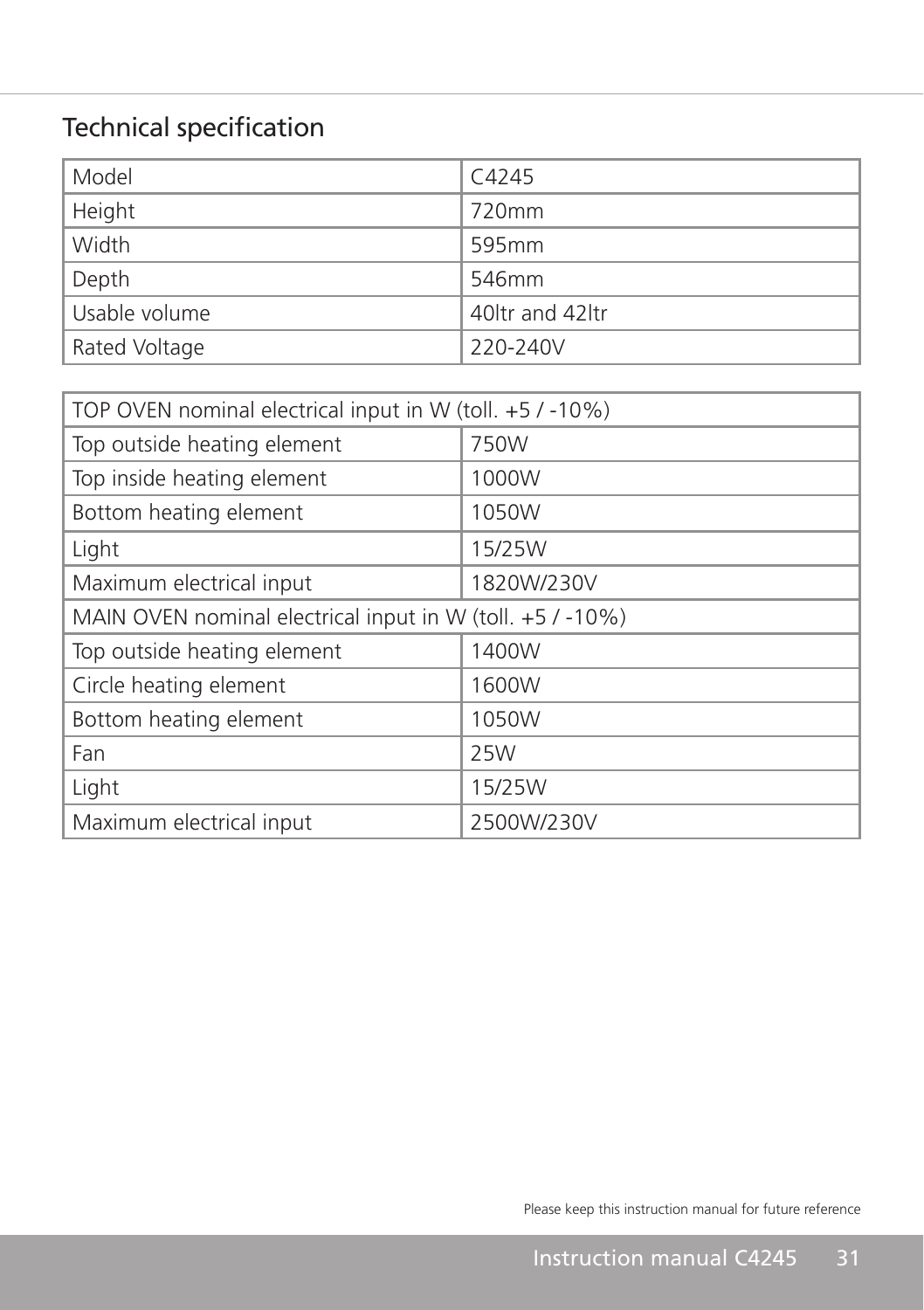## Technical specification

| | |
|---|---|
| Model | C4245 |
| Height | 720mm |
| Width | 595mm |
| Depth | 546mm |
| Usable volume | 40ltr and 42ltr |
| Rated Voltage | 220-240V |

| TOP OVEN nominal electrical input in W (toll. +5 / -10%) | |
|---|---|
| Top outside heating element | 750W |
| Top inside heating element | 1000W |
| Bottom heating element | 1050W |
| Light | 15/25W |
| Maximum electrical input | 1820W/230V |
| MAIN OVEN nominal electrical input in W (toll. +5 / -10%) | |
| Top outside heating element | 1400W |
| Circle heating element | 1600W |
| Bottom heating element | 1050W |
| Fan | 25W |
| Light | 15/25W |
| Maximum electrical input | 2500W/230V |

Please keep this instruction manual for future reference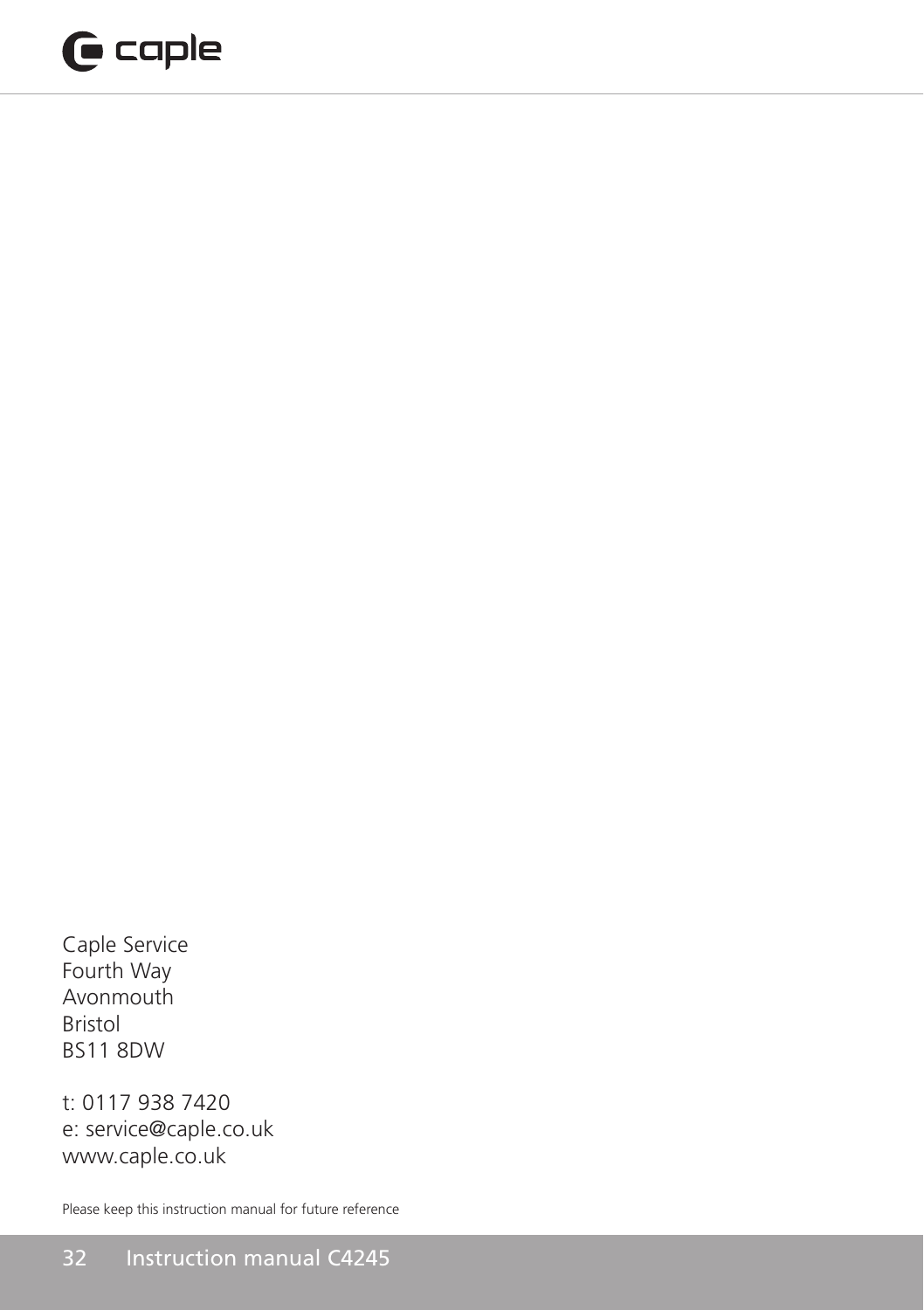Caple Service
Fourth Way
Avonmouth
Bristol
BS11 8DW

t: 0117 938 7420
e: service@caple.co.uk
www.caple.co.uk

Please keep this instruction manual for future reference